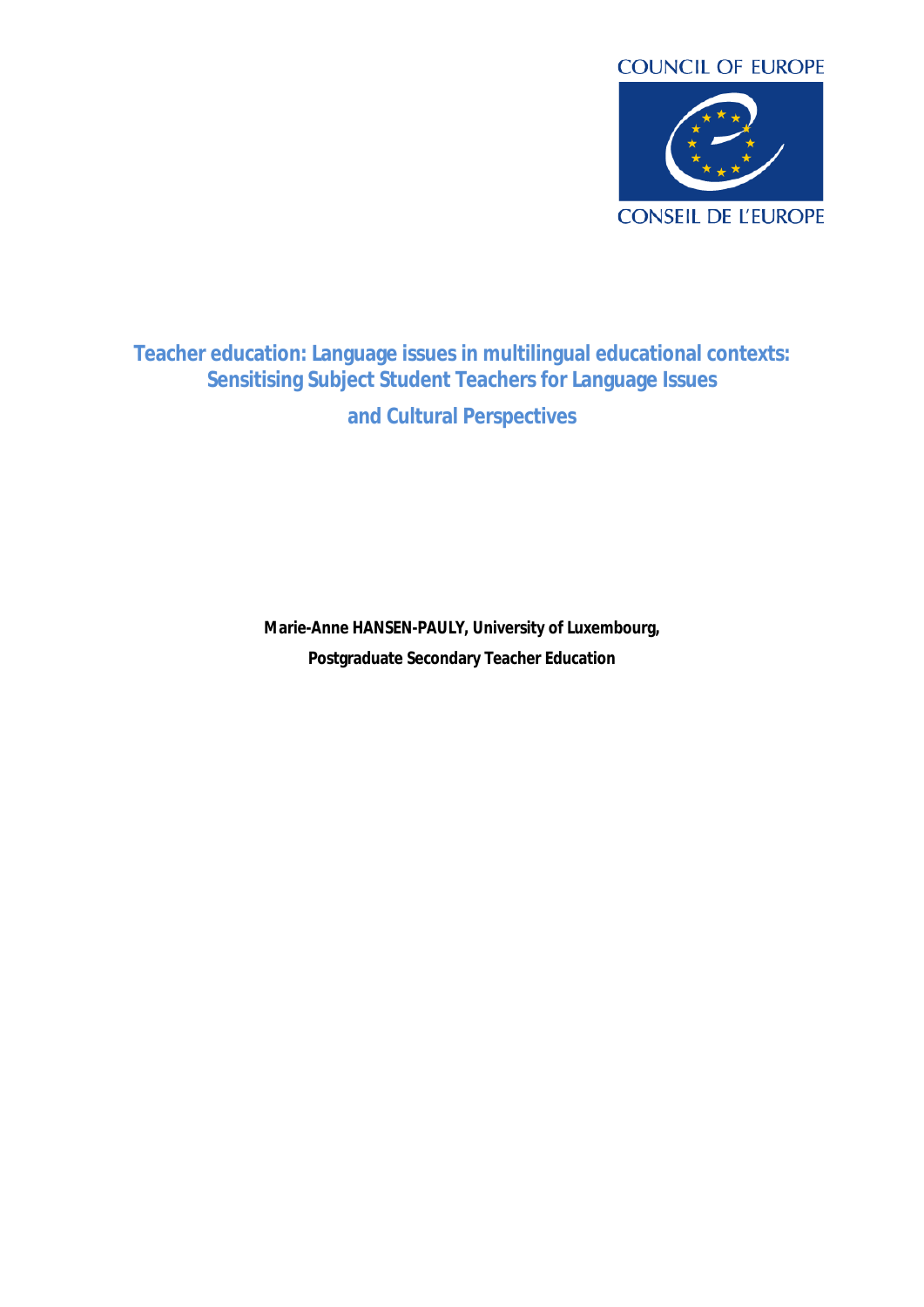COUNCIL OF EUROPE

CONSEIL DE L'EUROPE

# Teacher education: Language issues in multilingual educational contexts: Sensitising Subject Student Teachers for Language Issues and Cultural Perspectives

**Marie-Anne HANSEN-PAULY, University of Luxembourg,**

**Postgraduate Secondary Teacher Education**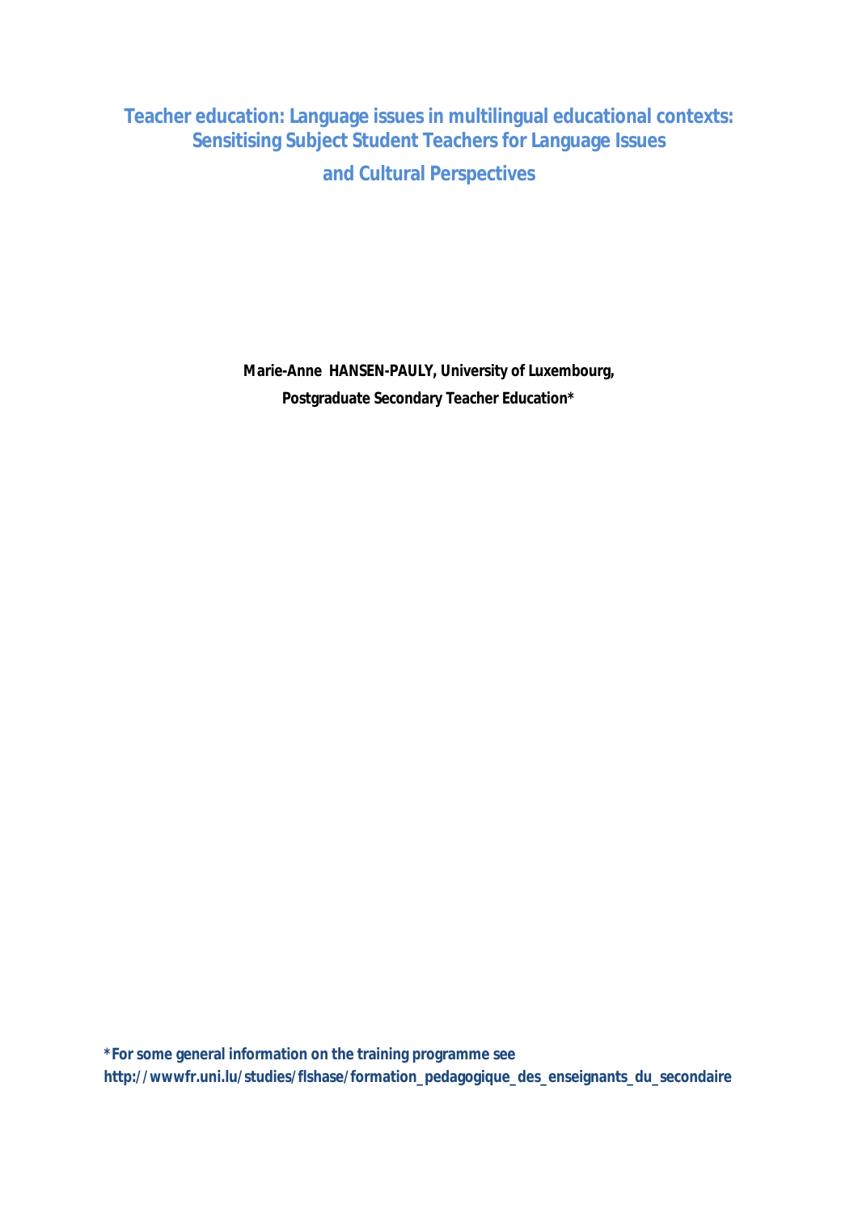# Teacher education: Language issues in multilingual educational contexts: Sensitising Subject Student Teachers for Language Issues and Cultural Perspectives

**Marie-Anne HANSEN-PAULY, University of Luxembourg, Postgraduate Secondary Teacher Education***

**\*For some general information on the training programme see http://wwwfr.uni.lu/studies/flshase/formation_pedagogique_des_enseignants_du_secondaire**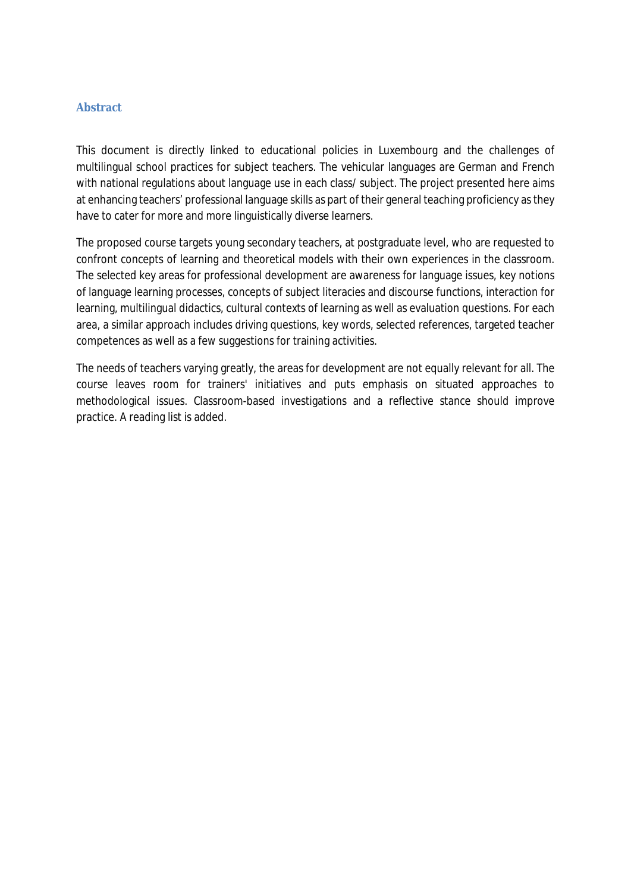## Abstract

This document is directly linked to educational policies in Luxembourg and the challenges of multilingual school practices for subject teachers. The vehicular languages are German and French with national regulations about language use in each class/ subject. The project presented here aims at enhancing teachers' professional language skills as part of their general teaching proficiency as they have to cater for more and more linguistically diverse learners.

The proposed course targets young secondary teachers, at postgraduate level, who are requested to confront concepts of learning and theoretical models with their own experiences in the classroom. The selected key areas for professional development are awareness for language issues, key notions of language learning processes, concepts of subject literacies and discourse functions, interaction for learning, multilingual didactics, cultural contexts of learning as well as evaluation questions. For each area, a similar approach includes driving questions, key words, selected references, targeted teacher competences as well as a few suggestions for training activities.

The needs of teachers varying greatly, the areas for development are not equally relevant for all. The course leaves room for trainers' initiatives and puts emphasis on situated approaches to methodological issues. Classroom-based investigations and a reflective stance should improve practice. A reading list is added.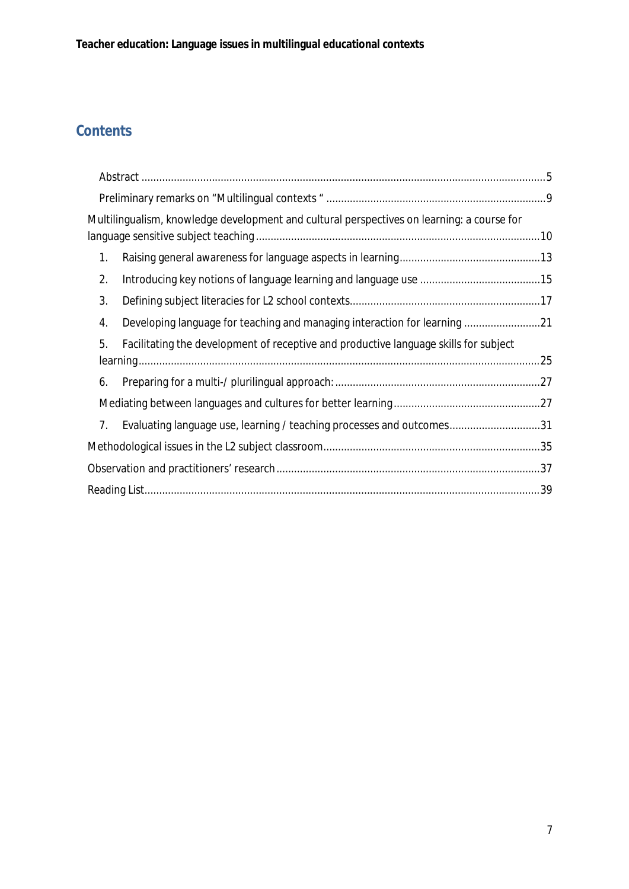## Contents

- Abstract ... 5
- Preliminary remarks on "Multilingual contexts " ... 9
- Multilingualism, knowledge development and cultural perspectives on learning: a course for language sensitive subject teaching ... 10
  1. Raising general awareness for language aspects in learning ... 13
  2. Introducing key notions of language learning and language use ... 15
  3. Defining subject literacies for L2 school contexts ... 17
  4. Developing language for teaching and managing interaction for learning ... 21
  5. Facilitating the development of receptive and productive language skills for subject learning ... 25
  6. Preparing for a multi-/ plurilingual approach: ... 27
  - Mediating between languages and cultures for better learning ... 27
  7. Evaluating language use, learning / teaching processes and outcomes ... 31
- Methodological issues in the L2 subject classroom ... 35
- Observation and practitioners' research ... 37
- Reading List ... 39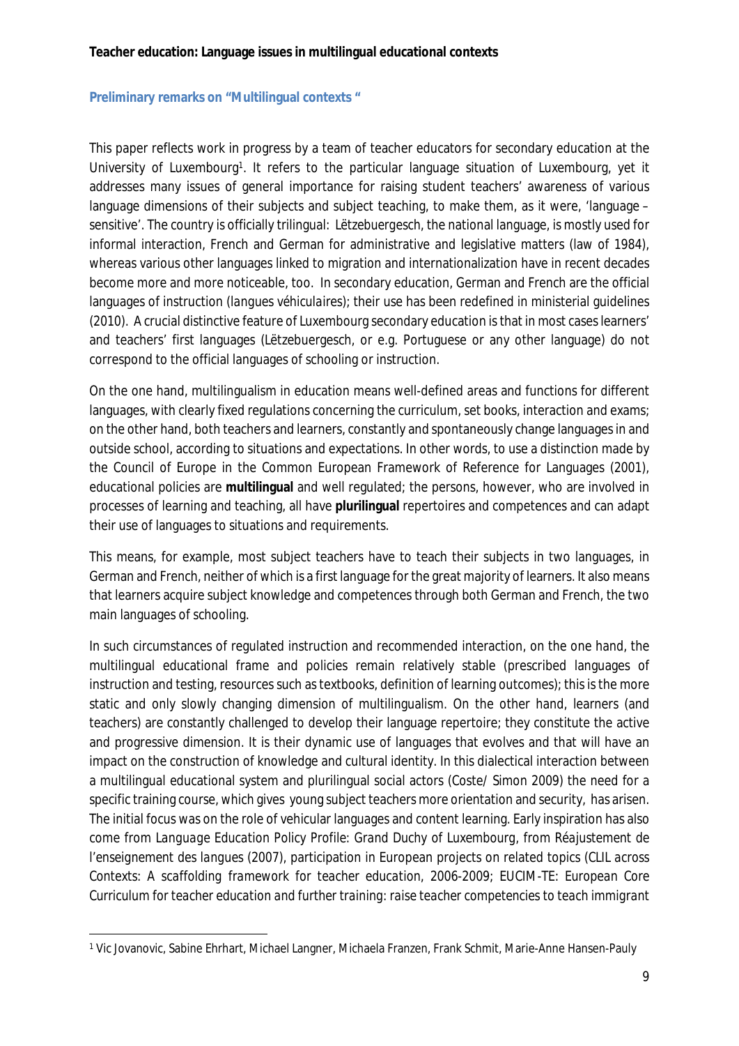**Teacher education: Language issues in multilingual educational contexts**

## Preliminary remarks on "Multilingual contexts "

This paper reflects work in progress by a team of teacher educators for secondary education at the University of Luxembourg[1]. It refers to the particular language situation of Luxembourg, yet it addresses many issues of general importance for raising student teachers' awareness of various language dimensions of their subjects and subject teaching, to make them, as it were, 'language – sensitive'. The country is officially trilingual: Lëtzebuergesch, the national language, is mostly used for informal interaction, French and German for administrative and legislative matters (law of 1984), whereas various other languages linked to migration and internationalization have in recent decades become more and more noticeable, too. In secondary education, German and French are the official languages of instruction (*langues véhiculaires*); their use has been redefined in ministerial guidelines (2010). A crucial distinctive feature of Luxembourg secondary education is that in most cases learners' and teachers' first languages (Lëtzebuergesch, or e.g. Portuguese or any other language) do not correspond to the official languages of schooling or instruction.

On the one hand, multilingualism in education means well-defined areas and functions for different languages, with clearly fixed regulations concerning the curriculum, set books, interaction and exams; on the other hand, both teachers and learners, constantly and spontaneously change languages in and outside school, according to situations and expectations. In other words, to use a distinction made by the Council of Europe in the Common European Framework of Reference for Languages (2001), educational policies are **multilingual** and well regulated; the persons, however, who are involved in processes of learning and teaching, all have **plurilingual** repertoires and competences and can adapt their use of languages to situations and requirements.

This means, for example, most subject teachers have to teach their subjects in two languages, in German and French, neither of which is a first language for the great majority of learners. It also means that learners acquire subject knowledge and competences through both German and French, the two main languages of schooling.

In such circumstances of regulated instruction and recommended interaction, on the one hand, the multilingual educational frame and policies remain relatively stable (prescribed languages of instruction and testing, resources such as textbooks, definition of learning outcomes); this is the more static and only slowly changing dimension of multilingualism. On the other hand, learners (and teachers) are constantly challenged to develop their language repertoire; they constitute the active and progressive dimension. It is their dynamic use of languages that evolves and that will have an impact on the construction of knowledge and cultural identity. In this dialectical interaction between a multilingual educational system and plurilingual social actors (Coste/ Simon 2009) the need for a specific training course, which gives young subject teachers more orientation and security, has arisen. The initial focus was on the role of vehicular languages and content learning. Early inspiration has also come from *Language Education Policy Profile: Grand Duchy of Luxembourg*, from *Réajustement de l'enseignement des langues* (2007), participation in European projects on related topics (*CLIL across Contexts: A scaffolding framework for teacher education*, 2006-2009; *EUCIM-TE: European Core Curriculum for teacher education and further training: raise teacher competencies to teach immigrant*

[1] Vic Jovanovic, Sabine Ehrhart, Michael Langner, Michaela Franzen, Frank Schmit, Marie-Anne Hansen-Pauly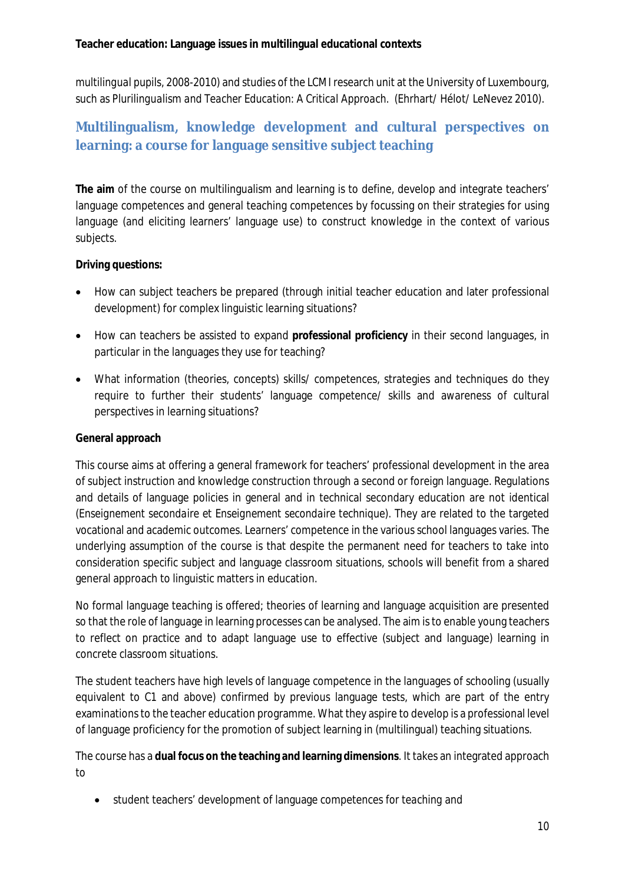multilingual pupils, 2008-2010) and studies of the LCMI research unit at the University of Luxembourg, such as *Plurilingualism and Teacher Education: A Critical Approach.* (Ehrhart/ Hélot/ LeNevez 2010).

## Multilingualism, knowledge development and cultural perspectives on learning: a course for language sensitive subject teaching

**The aim** of the course on multilingualism and learning is to define, develop and integrate teachers' language competences and general teaching competences by focussing on their strategies for using language (and eliciting learners' language use) to construct knowledge in the context of various subjects.

**Driving questions:**

- How can subject teachers be prepared (through initial teacher education and later professional development) for complex linguistic learning situations?
- How can teachers be assisted to expand **professional proficiency** in their second languages, in particular in the languages they use for teaching?
- What information (theories, concepts) skills/ competences, strategies and techniques do they require to further their students' language competence/ skills and awareness of cultural perspectives in learning situations?

**General approach**

This course aims at offering a general framework for teachers' professional development in the area of subject instruction and knowledge construction through a second or foreign language. Regulations and details of language policies in general and in technical secondary education are not identical (*Enseignement secondaire et Enseignement secondaire technique*). They are related to the targeted vocational and academic outcomes. Learners' competence in the various school languages varies. The underlying assumption of the course is that despite the permanent need for teachers to take into consideration specific subject and language classroom situations, schools will benefit from a shared general approach to linguistic matters in education.

No formal language teaching is offered; theories of learning and language acquisition are presented so that the role of language in learning processes can be analysed. The aim is to enable young teachers to reflect on practice and to adapt language use to effective (subject and language) learning in concrete classroom situations.

The student teachers have high levels of language competence in the languages of schooling (usually equivalent to C1 and above) confirmed by previous language tests, which are part of the entry examinations to the teacher education programme. What they aspire to develop is a professional level of language proficiency for the promotion of subject learning in (multilingual) teaching situations.

The course has a **dual focus on the teaching and learning dimensions**. It takes an integrated approach to

- student teachers' development of language competences for teaching and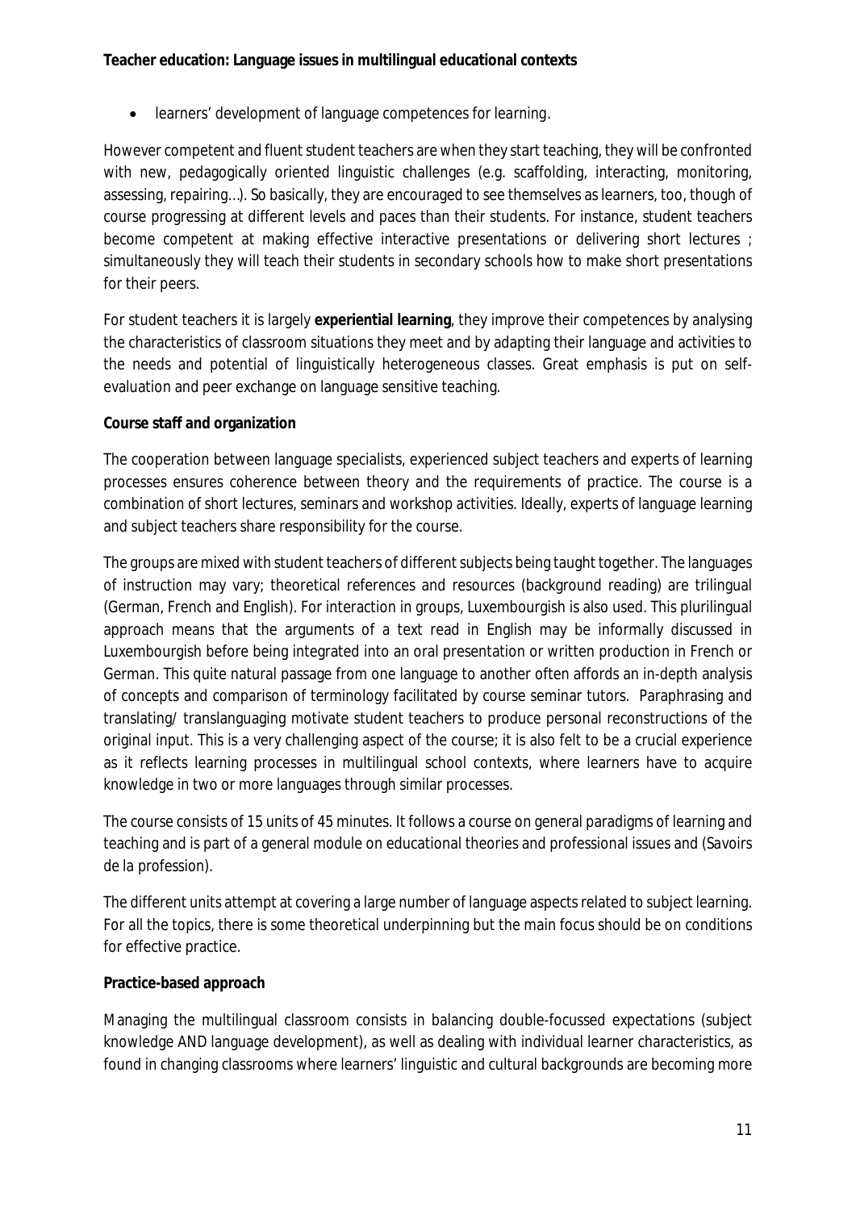- learners' development of language competences for learning.

However competent and fluent student teachers are when they start teaching, they will be confronted with new, pedagogically oriented linguistic challenges (e.g. scaffolding, interacting, monitoring, assessing, repairing…). So basically, they are encouraged to see themselves as learners, too, though of course progressing at different levels and paces than their students. For instance, student teachers become competent at making effective interactive presentations or delivering short lectures ; simultaneously they will teach their students in secondary schools how to make short presentations for their peers.

For student teachers it is largely **experiential learning**, they improve their competences by analysing the characteristics of classroom situations they meet and by adapting their language and activities to the needs and potential of linguistically heterogeneous classes. Great emphasis is put on self-evaluation and peer exchange on language sensitive teaching.

**Course staff and organization**

The cooperation between language specialists, experienced subject teachers and experts of learning processes ensures coherence between theory and the requirements of practice. The course is a combination of short lectures, seminars and workshop activities. Ideally, experts of language learning and subject teachers share responsibility for the course.

The groups are mixed with student teachers of different subjects being taught together. The languages of instruction may vary; theoretical references and resources (background reading) are trilingual (German, French and English). For interaction in groups, Luxembourgish is also used. This plurilingual approach means that the arguments of a text read in English may be informally discussed in Luxembourgish before being integrated into an oral presentation or written production in French or German. This quite natural passage from one language to another often affords an in-depth analysis of concepts and comparison of terminology facilitated by course seminar tutors. Paraphrasing and translating/ translanguaging motivate student teachers to produce personal reconstructions of the original input. This is a very challenging aspect of the course; it is also felt to be a crucial experience as it reflects learning processes in multilingual school contexts, where learners have to acquire knowledge in two or more languages through similar processes.

The course consists of 15 units of 45 minutes. It follows a course on general paradigms of learning and teaching and is part of a general module on educational theories and professional issues and (*Savoirs de la profession*).

The different units attempt at covering a large number of language aspects related to subject learning. For all the topics, there is some theoretical underpinning but the main focus should be on conditions for effective practice.

**Practice-based approach**

Managing the multilingual classroom consists in balancing double-focussed expectations (subject knowledge AND language development), as well as dealing with individual learner characteristics, as found in changing classrooms where learners' linguistic and cultural backgrounds are becoming more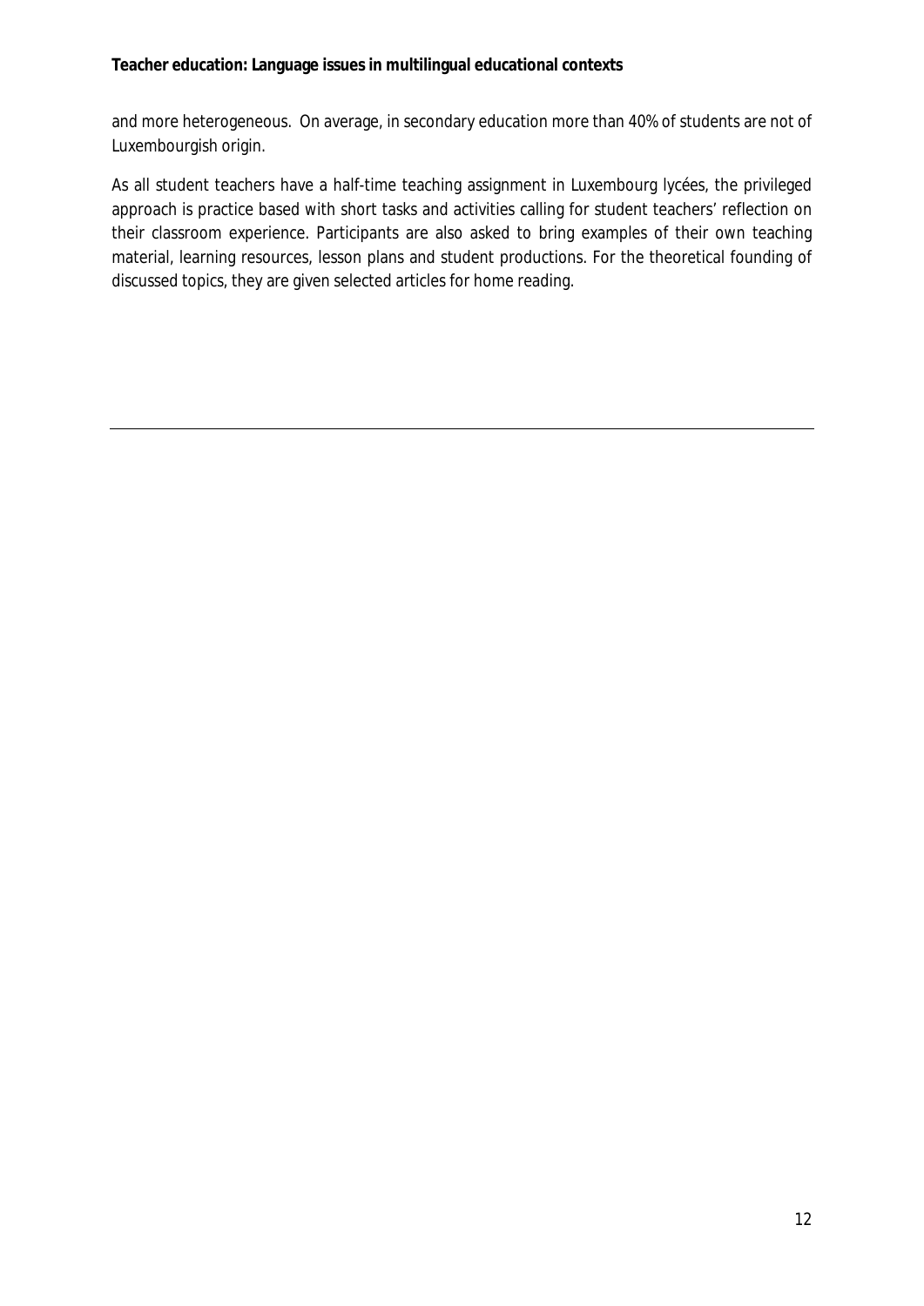and more heterogeneous. On average, in secondary education more than 40% of students are not of Luxembourgish origin.

As all student teachers have a half-time teaching assignment in Luxembourg lycées, the privileged approach is practice based with short tasks and activities calling for student teachers' reflection on their classroom experience. Participants are also asked to bring examples of their own teaching material, learning resources, lesson plans and student productions. For the theoretical founding of discussed topics, they are given selected articles for home reading.

---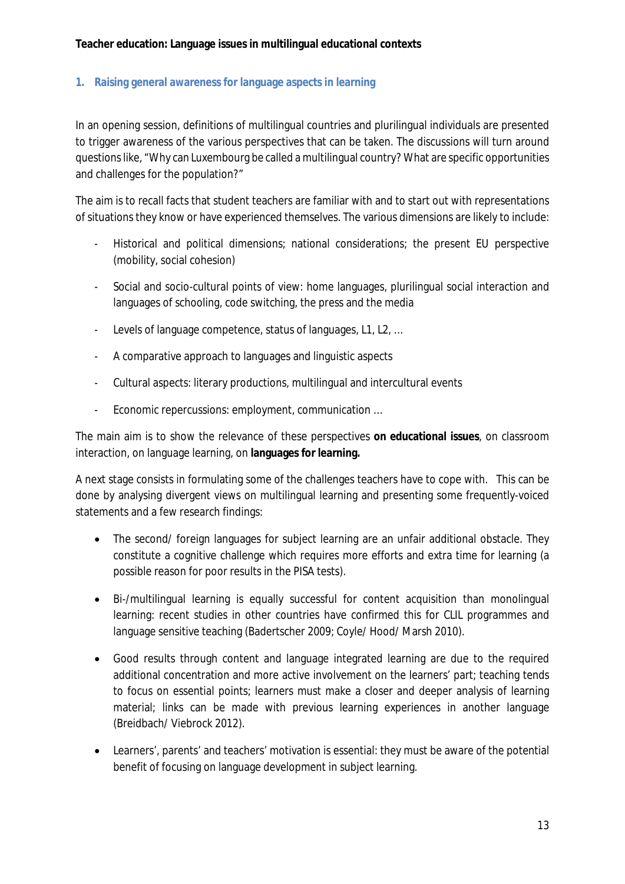**Teacher education: Language issues in multilingual educational contexts**

## 1. Raising general awareness for language aspects in learning

In an opening session, definitions of multilingual countries and plurilingual individuals are presented to trigger awareness of the various perspectives that can be taken. The discussions will turn around questions like, "Why can Luxembourg be called a multilingual country? What are specific opportunities and challenges for the population?"

The aim is to recall facts that student teachers are familiar with and to start out with representations of situations they know or have experienced themselves. The various dimensions are likely to include:

- Historical and political dimensions; national considerations; the present EU perspective (mobility, social cohesion)
- Social and socio-cultural points of view: home languages, plurilingual social interaction and languages of schooling, code switching, the press and the media
- Levels of language competence, status of languages, L1, L2, …
- A comparative approach to languages and linguistic aspects
- Cultural aspects: literary productions, multilingual and intercultural events
- Economic repercussions: employment, communication …

The main aim is to show the relevance of these perspectives **on educational issues**, on classroom interaction, on language learning, on **languages for learning.**

A next stage consists in formulating some of the challenges teachers have to cope with. This can be done by analysing divergent views on multilingual learning and presenting some frequently-voiced statements and a few research findings:

- The second/ foreign languages for subject learning are an unfair additional obstacle. They constitute a cognitive challenge which requires more efforts and extra time for learning (a possible reason for poor results in the PISA tests).
- Bi-/multilingual learning is equally successful for content acquisition than monolingual learning: recent studies in other countries have confirmed this for CLIL programmes and language sensitive teaching (Badertscher 2009; Coyle/ Hood/ Marsh 2010).
- Good results through content and language integrated learning are due to the required additional concentration and more active involvement on the learners' part; teaching tends to focus on essential points; learners must make a closer and deeper analysis of learning material; links can be made with previous learning experiences in another language (Breidbach/ Viebrock 2012).
- Learners', parents' and teachers' motivation is essential: they must be aware of the potential benefit of focusing on language development in subject learning.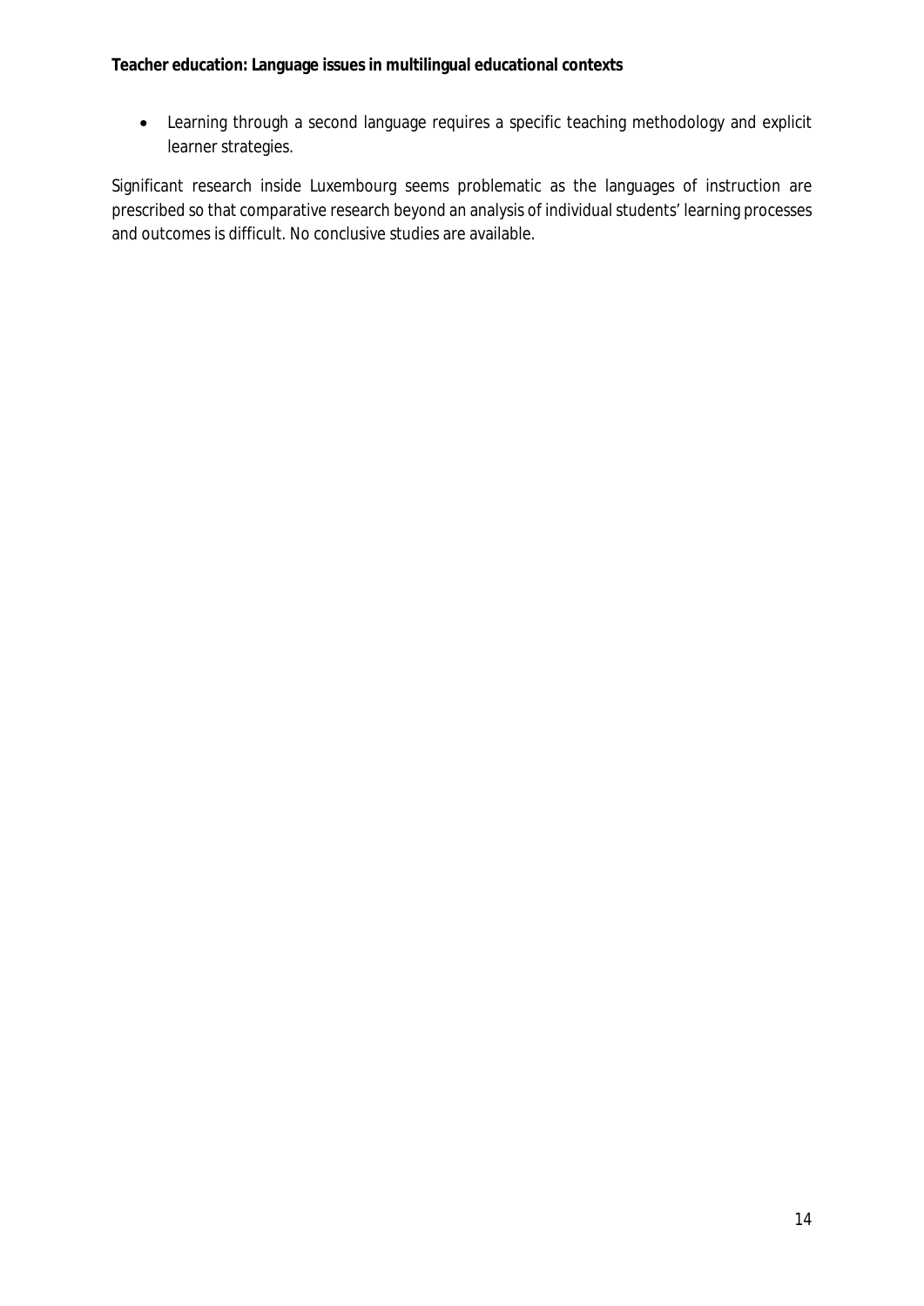- Learning through a second language requires a specific teaching methodology and explicit learner strategies.

Significant research inside Luxembourg seems problematic as the languages of instruction are prescribed so that comparative research beyond an analysis of individual students' learning processes and outcomes is difficult. No conclusive studies are available.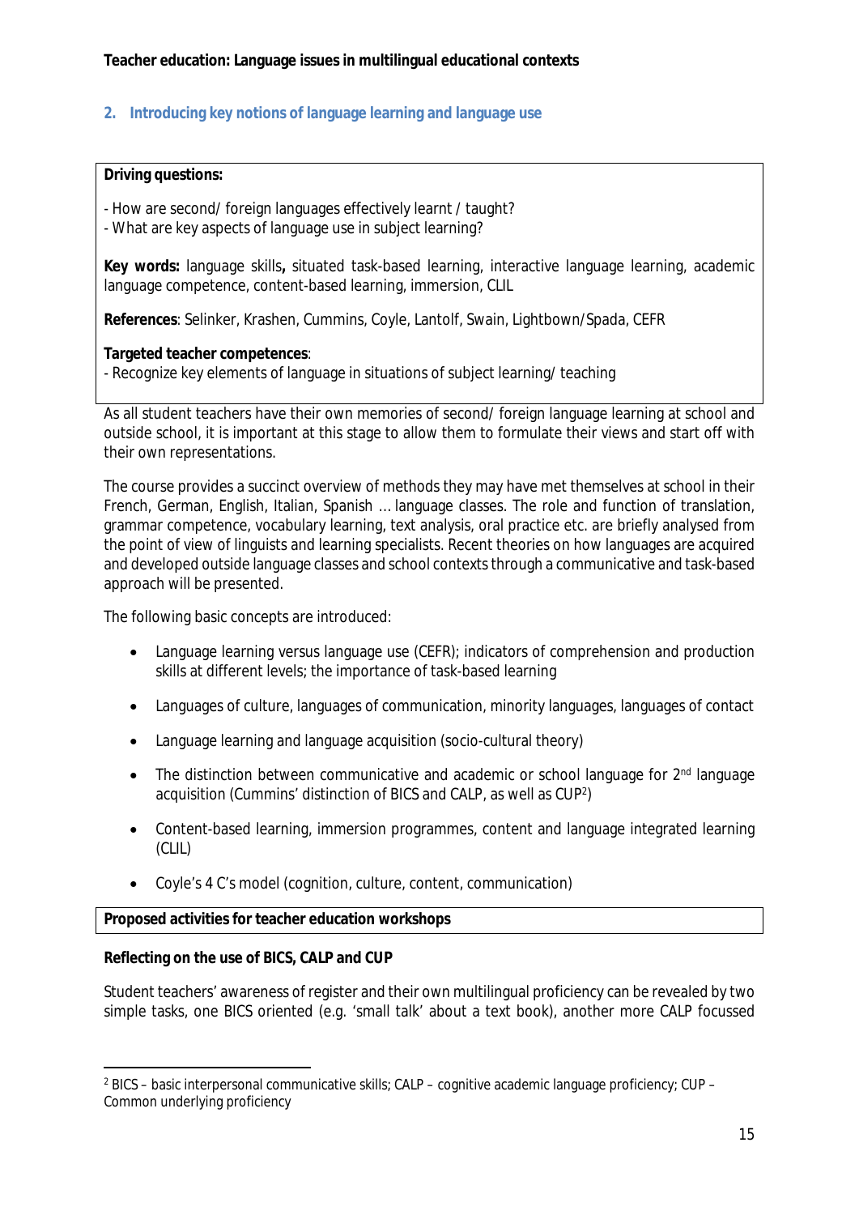## 2. Introducing key notions of language learning and language use

**Driving questions:**

- How are second/ foreign languages effectively learnt / taught?
- What are key aspects of language use in subject learning?

**Key words:** language skills**,** situated task-based learning, interactive language learning, academic language competence, content-based learning, immersion, CLIL

**References**: Selinker, Krashen, Cummins, Coyle, Lantolf, Swain, Lightbown/Spada, CEFR

**Targeted teacher competences**:
- Recognize key elements of language in situations of subject learning/ teaching

As all student teachers have their own memories of second/ foreign language learning at school and outside school, it is important at this stage to allow them to formulate their views and start off with their own representations.

The course provides a succinct overview of methods they may have met themselves at school in their French, German, English, Italian, Spanish … language classes. The role and function of translation, grammar competence, vocabulary learning, text analysis, oral practice etc. are briefly analysed from the point of view of linguists and learning specialists. Recent theories on how languages are acquired and developed outside language classes and school contexts through a communicative and task-based approach will be presented.

The following basic concepts are introduced:

- Language learning versus language use (CEFR); indicators of comprehension and production skills at different levels; the importance of task-based learning
- Languages of culture, languages of communication, minority languages, languages of contact
- Language learning and language acquisition (socio-cultural theory)
- The distinction between communicative and academic or school language for 2nd language acquisition (Cummins' distinction of BICS and CALP, as well as CUP[2])
- Content-based learning, immersion programmes, content and language integrated learning (CLIL)
- Coyle's 4 C's model (cognition, culture, content, communication)

**Proposed activities for teacher education workshops**

**Reflecting on the use of BICS, CALP and CUP**

Student teachers' awareness of register and their own multilingual proficiency can be revealed by two simple tasks, one BICS oriented (e.g. 'small talk' about a text book), another more CALP focussed

[2] BICS – basic interpersonal communicative skills; CALP – cognitive academic language proficiency; CUP – Common underlying proficiency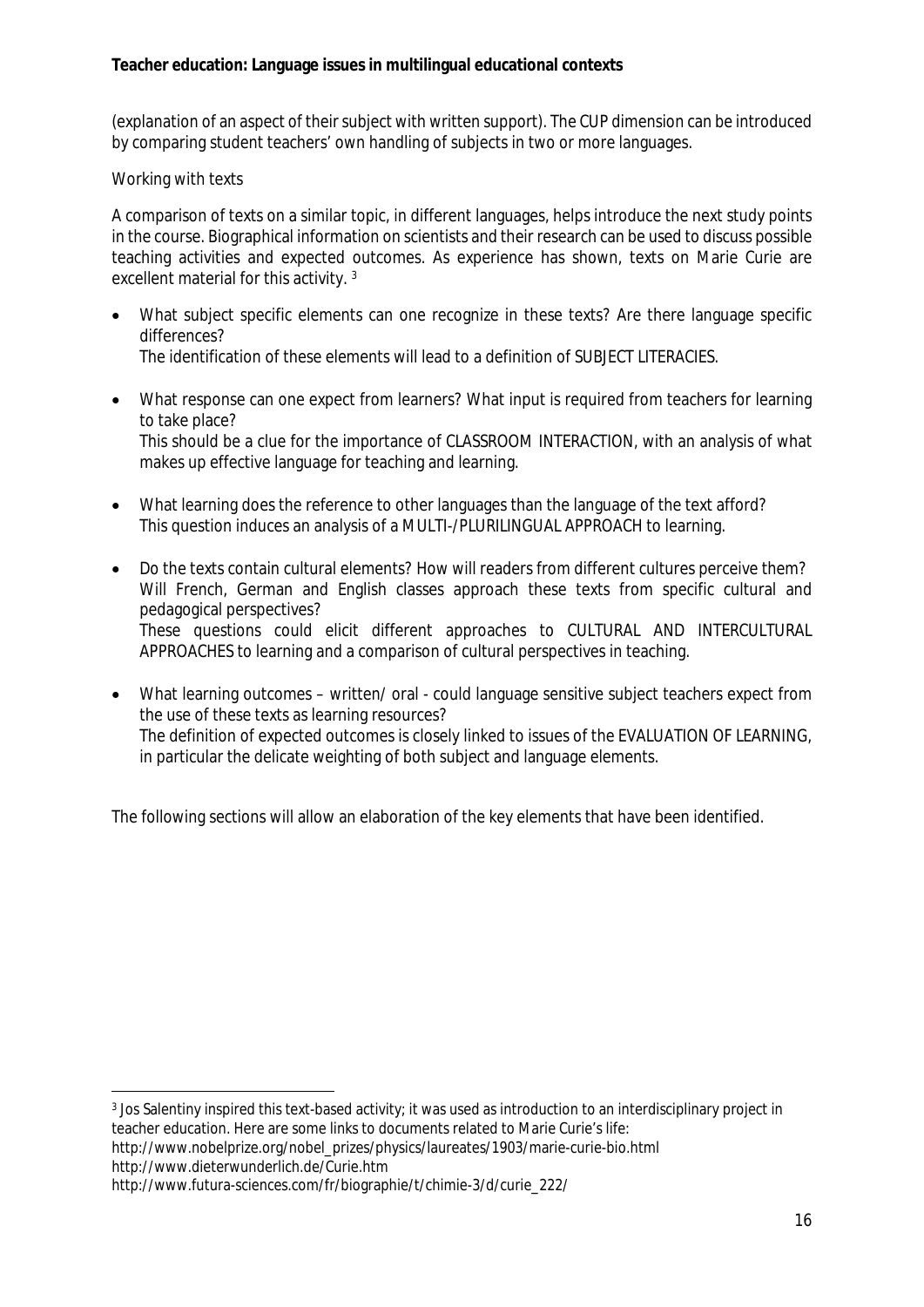(explanation of an aspect of their subject with written support). The CUP dimension can be introduced by comparing student teachers' own handling of subjects in two or more languages.

Working with texts

A comparison of texts on a similar topic, in different languages, helps introduce the next study points in the course. Biographical information on scientists and their research can be used to discuss possible teaching activities and expected outcomes. As experience has shown, texts on Marie Curie are excellent material for this activity. [3]

- What subject specific elements can one recognize in these texts? Are there language specific differences?
  The identification of these elements will lead to a definition of SUBJECT LITERACIES.

- What response can one expect from learners? What input is required from teachers for learning to take place?
  This should be a clue for the importance of CLASSROOM INTERACTION, with an analysis of what makes up effective language for teaching and learning.

- What learning does the reference to other languages than the language of the text afford?
  This question induces an analysis of a MULTI-/PLURILINGUAL APPROACH to learning.

- Do the texts contain cultural elements? How will readers from different cultures perceive them? Will French, German and English classes approach these texts from specific cultural and pedagogical perspectives?
  These questions could elicit different approaches to CULTURAL AND INTERCULTURAL APPROACHES to learning and a comparison of cultural perspectives in teaching.

- What learning outcomes – written/ oral - could language sensitive subject teachers expect from the use of these texts as learning resources?
  The definition of expected outcomes is closely linked to issues of the EVALUATION OF LEARNING, in particular the delicate weighting of both subject and language elements.

The following sections will allow an elaboration of the key elements that have been identified.

---

[3] Jos Salentiny inspired this text-based activity; it was used as introduction to an interdisciplinary project in teacher education. Here are some links to documents related to Marie Curie's life:
http://www.nobelprize.org/nobel_prizes/physics/laureates/1903/marie-curie-bio.html
http://www.dieterwunderlich.de/Curie.htm
http://www.futura-sciences.com/fr/biographie/t/chimie-3/d/curie_222/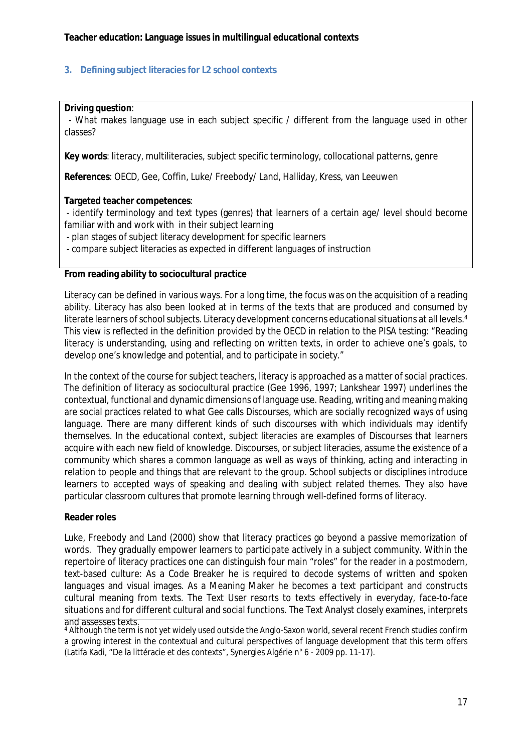## 3. Defining subject literacies for L2 school contexts

**Driving question**:
- What makes language use in each subject specific / different from the language used in other classes?

**Key words**: literacy, multiliteracies, subject specific terminology, collocational patterns, genre

**References**: OECD, Gee, Coffin, Luke/ Freebody/ Land, Halliday, Kress, van Leeuwen

**Targeted teacher competences**:
- identify terminology and text types (genres) that learners of a certain age/ level should become familiar with and work with in their subject learning
- plan stages of subject literacy development for specific learners
- compare subject literacies as expected in different languages of instruction

**From reading ability to sociocultural practice**

Literacy can be defined in various ways. For a long time, the focus was on the acquisition of a reading ability. Literacy has also been looked at in terms of the texts that are produced and consumed by literate learners of school subjects. Literacy development concerns educational situations at all levels.[4] This view is reflected in the definition provided by the OECD in relation to the PISA testing: "Reading literacy is understanding, using and reflecting on written texts, in order to achieve one's goals, to develop one's knowledge and potential, and to participate in society."

In the context of the course for subject teachers, literacy is approached as a matter of social practices. The definition of literacy as sociocultural practice (Gee 1996, 1997; Lankshear 1997) underlines the contextual, functional and dynamic dimensions of language use. Reading, writing and meaning making are social practices related to what Gee calls Discourses, which are socially recognized ways of using language. There are many different kinds of such discourses with which individuals may identify themselves. In the educational context, subject literacies are examples of Discourses that learners acquire with each new field of knowledge. Discourses, or subject literacies, assume the existence of a community which shares a common language as well as ways of thinking, acting and interacting in relation to people and things that are relevant to the group. School subjects or disciplines introduce learners to accepted ways of speaking and dealing with subject related themes. They also have particular classroom cultures that promote learning through well-defined forms of literacy.

**Reader roles**

Luke, Freebody and Land (2000) show that literacy practices go beyond a passive memorization of words. They gradually empower learners to participate actively in a subject community. Within the repertoire of literacy practices one can distinguish four main "roles" for the reader in a postmodern, text-based culture: As a Code Breaker he is required to decode systems of written and spoken languages and visual images. As a Meaning Maker he becomes a text participant and constructs cultural meaning from texts. The Text User resorts to texts effectively in everyday, face-to-face situations and for different cultural and social functions. The Text Analyst closely examines, interprets and assesses texts.

[4] Although the term is not yet widely used outside the Anglo-Saxon world, several recent French studies confirm a growing interest in the contextual and cultural perspectives of language development that this term offers (Latifa Kadi, "De la littéracie et des contexts", Synergies Algérie n° 6 - 2009 pp. 11-17).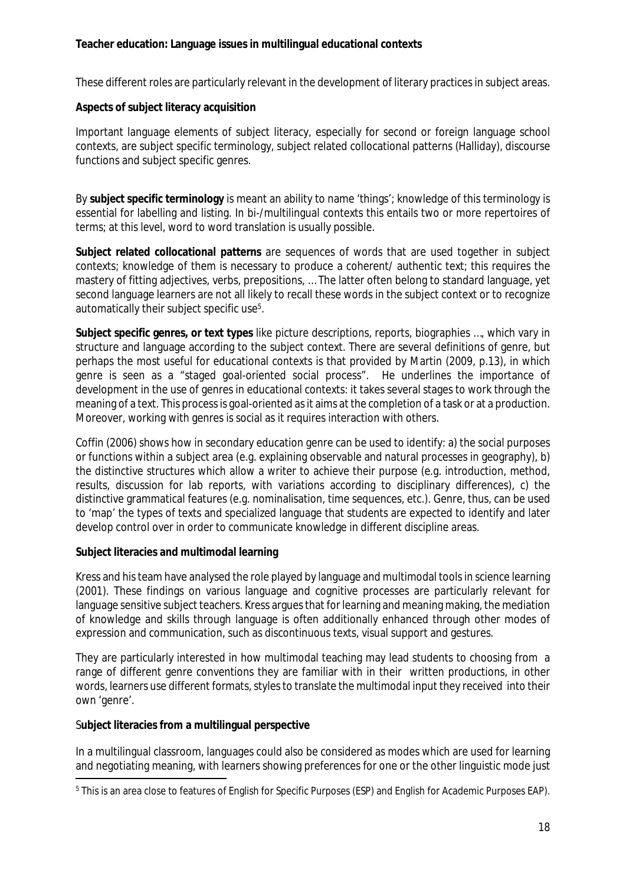These different roles are particularly relevant in the development of literary practices in subject areas.

**Aspects of subject literacy acquisition**

Important language elements of subject literacy, especially for second or foreign language school contexts, are subject specific terminology, subject related collocational patterns (Halliday), discourse functions and subject specific genres.

By **subject specific terminology** is meant an ability to name 'things'; knowledge of this terminology is essential for labelling and listing. In bi-/multilingual contexts this entails two or more repertoires of terms; at this level, word to word translation is usually possible.

**Subject related collocational patterns** are sequences of words that are used together in subject contexts; knowledge of them is necessary to produce a coherent/ authentic text; this requires the mastery of fitting adjectives, verbs, prepositions, … The latter often belong to standard language, yet second language learners are not all likely to recall these words in the subject context or to recognize automatically their subject specific use[5].

**Subject specific genres, or text types** like picture descriptions, reports, biographies …, which vary in structure and language according to the subject context. There are several definitions of genre, but perhaps the most useful for educational contexts is that provided by Martin (2009, p.13), in which genre is seen as a "staged goal-oriented social process". He underlines the importance of development in the use of genres in educational contexts: it takes several stages to work through the meaning of a text. This process is goal-oriented as it aims at the completion of a task or at a production. Moreover, working with genres is social as it requires interaction with others.

Coffin (2006) shows how in secondary education genre can be used to identify: a) the social purposes or functions within a subject area (e.g. explaining observable and natural processes in geography), b) the distinctive structures which allow a writer to achieve their purpose (e.g. introduction, method, results, discussion for lab reports, with variations according to disciplinary differences), c) the distinctive grammatical features (e.g. nominalisation, time sequences, etc.). Genre, thus, can be used to 'map' the types of texts and specialized language that students are expected to identify and later develop control over in order to communicate knowledge in different discipline areas.

**Subject literacies and multimodal learning**

Kress and his team have analysed the role played by language and multimodal tools in science learning (2001). These findings on various language and cognitive processes are particularly relevant for language sensitive subject teachers. Kress argues that for learning and meaning making, the mediation of knowledge and skills through language is often additionally enhanced through other modes of expression and communication, such as discontinuous texts, visual support and gestures.

They are particularly interested in how multimodal teaching may lead students to choosing from a range of different genre conventions they are familiar with in their written productions, in other words, learners use different formats, styles to translate the multimodal input they received into their own 'genre'.

**Subject literacies from a multilingual perspective**

In a multilingual classroom, languages could also be considered as modes which are used for learning and negotiating meaning, with learners showing preferences for one or the other linguistic mode just

[5] This is an area close to features of English for Specific Purposes (ESP) and English for Academic Purposes EAP).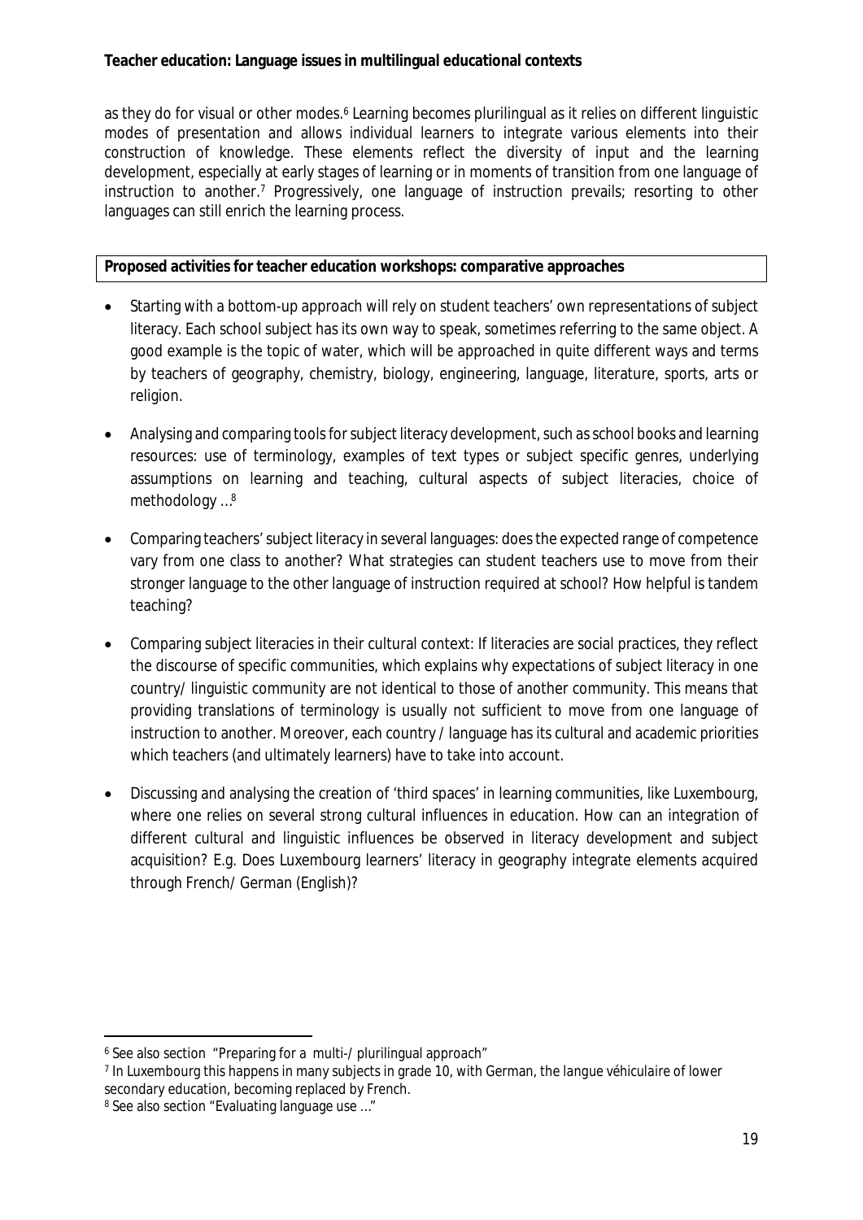as they do for visual or other modes.[6] Learning becomes plurilingual as it relies on different linguistic modes of presentation and allows individual learners to integrate various elements into their construction of knowledge. These elements reflect the diversity of input and the learning development, especially at early stages of learning or in moments of transition from one language of instruction to another.[7] Progressively, one language of instruction prevails; resorting to other languages can still enrich the learning process.

**Proposed activities for teacher education workshops: comparative approaches**

- Starting with a bottom-up approach will rely on student teachers' own representations of subject literacy. Each school subject has its own way to speak, sometimes referring to the same object. A good example is the topic of water, which will be approached in quite different ways and terms by teachers of geography, chemistry, biology, engineering, language, literature, sports, arts or religion.
- Analysing and comparing tools for subject literacy development, such as school books and learning resources: use of terminology, examples of text types or subject specific genres, underlying assumptions on learning and teaching, cultural aspects of subject literacies, choice of methodology …[8]
- Comparing teachers' subject literacy in several languages: does the expected range of competence vary from one class to another? What strategies can student teachers use to move from their stronger language to the other language of instruction required at school? How helpful is tandem teaching?
- Comparing subject literacies in their cultural context: If literacies are social practices, they reflect the discourse of specific communities, which explains why expectations of subject literacy in one country/ linguistic community are not identical to those of another community. This means that providing translations of terminology is usually not sufficient to move from one language of instruction to another. Moreover, each country / language has its cultural and academic priorities which teachers (and ultimately learners) have to take into account.
- Discussing and analysing the creation of 'third spaces' in learning communities, like Luxembourg, where one relies on several strong cultural influences in education. How can an integration of different cultural and linguistic influences be observed in literacy development and subject acquisition? E.g. Does Luxembourg learners' literacy in geography integrate elements acquired through French/ German (English)?

---

[6] See also section "Preparing for a multi-/ plurilingual approach"

[7] In Luxembourg this happens in many subjects in grade 10, with German, the langue véhiculaire of lower secondary education, becoming replaced by French.

[8] See also section "Evaluating language use …"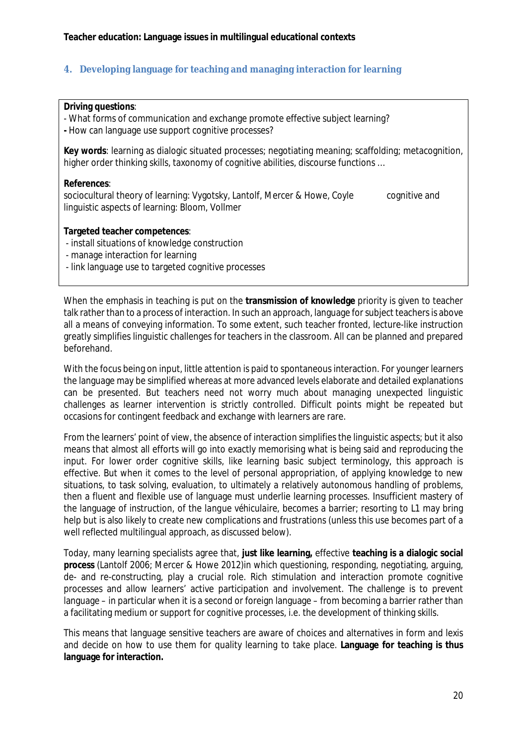## 4. Developing language for teaching and managing interaction for learning

**Driving questions**:
- What forms of communication and exchange promote effective subject learning?
- How can language use support cognitive processes?

**Key words**: learning as dialogic situated processes; negotiating meaning; scaffolding; metacognition, higher order thinking skills, taxonomy of cognitive abilities, discourse functions …

**References**:
sociocultural theory of learning: Vygotsky, Lantolf, Mercer & Howe, Coyle  cognitive and linguistic aspects of learning: Bloom, Vollmer

**Targeted teacher competences**:
- install situations of knowledge construction
- manage interaction for learning
- link language use to targeted cognitive processes

When the emphasis in teaching is put on the **transmission of knowledge** priority is given to teacher talk rather than to a process of interaction. In such an approach, language for subject teachers is above all a means of conveying information. To some extent, such teacher fronted, lecture-like instruction greatly simplifies linguistic challenges for teachers in the classroom. All can be planned and prepared beforehand.

With the focus being on input, little attention is paid to spontaneous interaction. For younger learners the language may be simplified whereas at more advanced levels elaborate and detailed explanations can be presented. But teachers need not worry much about managing unexpected linguistic challenges as learner intervention is strictly controlled. Difficult points might be repeated but occasions for contingent feedback and exchange with learners are rare.

From the learners' point of view, the absence of interaction simplifies the linguistic aspects; but it also means that almost all efforts will go into exactly memorising what is being said and reproducing the input. For lower order cognitive skills, like learning basic subject terminology, this approach is effective. But when it comes to the level of personal appropriation, of applying knowledge to new situations, to task solving, evaluation, to ultimately a relatively autonomous handling of problems, then a fluent and flexible use of language must underlie learning processes. Insufficient mastery of the language of instruction, of the langue véhiculaire, becomes a barrier; resorting to L1 may bring help but is also likely to create new complications and frustrations (unless this use becomes part of a well reflected multilingual approach, as discussed below).

Today, many learning specialists agree that, **just like learning,** effective **teaching is a dialogic social process** (Lantolf 2006; Mercer & Howe 2012)in which questioning, responding, negotiating, arguing, de- and re-constructing, play a crucial role. Rich stimulation and interaction promote cognitive processes and allow learners' active participation and involvement. The challenge is to prevent language – in particular when it is a second or foreign language – from becoming a barrier rather than a facilitating medium or support for cognitive processes, i.e. the development of thinking skills.

This means that language sensitive teachers are aware of choices and alternatives in form and lexis and decide on how to use them for quality learning to take place. **Language for teaching is thus language for interaction.**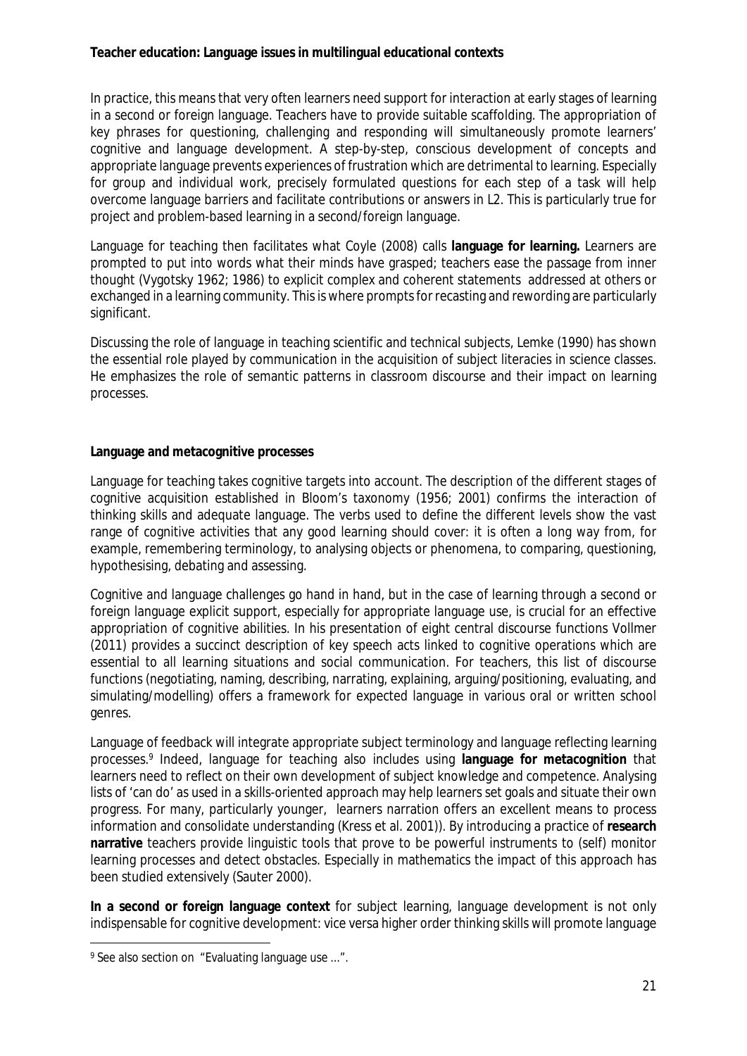In practice, this means that very often learners need support for interaction at early stages of learning in a second or foreign language. Teachers have to provide suitable scaffolding. The appropriation of key phrases for questioning, challenging and responding will simultaneously promote learners' cognitive and language development. A step-by-step, conscious development of concepts and appropriate language prevents experiences of frustration which are detrimental to learning. Especially for group and individual work, precisely formulated questions for each step of a task will help overcome language barriers and facilitate contributions or answers in L2. This is particularly true for project and problem-based learning in a second/foreign language.

Language for teaching then facilitates what Coyle (2008) calls **language for learning.** Learners are prompted to put into words what their minds have grasped; teachers ease the passage from inner thought (Vygotsky 1962; 1986) to explicit complex and coherent statements addressed at others or exchanged in a learning community. This is where prompts for recasting and rewording are particularly significant.

Discussing the role of language in teaching scientific and technical subjects, Lemke (1990) has shown the essential role played by communication in the acquisition of subject literacies in science classes. He emphasizes the role of semantic patterns in classroom discourse and their impact on learning processes.

**Language and metacognitive processes**

Language for teaching takes cognitive targets into account. The description of the different stages of cognitive acquisition established in Bloom's taxonomy (1956; 2001) confirms the interaction of thinking skills and adequate language. The verbs used to define the different levels show the vast range of cognitive activities that any good learning should cover: it is often a long way from, for example, remembering terminology, to analysing objects or phenomena, to comparing, questioning, hypothesising, debating and assessing.

Cognitive and language challenges go hand in hand, but in the case of learning through a second or foreign language explicit support, especially for appropriate language use, is crucial for an effective appropriation of cognitive abilities. In his presentation of eight central discourse functions Vollmer (2011) provides a succinct description of key speech acts linked to cognitive operations which are essential to all learning situations and social communication. For teachers, this list of discourse functions (negotiating, naming, describing, narrating, explaining, arguing/positioning, evaluating, and simulating/modelling) offers a framework for expected language in various oral or written school genres.

Language of feedback will integrate appropriate subject terminology and language reflecting learning processes.[9] Indeed, language for teaching also includes using **language for metacognition** that learners need to reflect on their own development of subject knowledge and competence. Analysing lists of 'can do' as used in a skills-oriented approach may help learners set goals and situate their own progress. For many, particularly younger, learners narration offers an excellent means to process information and consolidate understanding (Kress et al. 2001)). By introducing a practice of **research narrative** teachers provide linguistic tools that prove to be powerful instruments to (self) monitor learning processes and detect obstacles. Especially in mathematics the impact of this approach has been studied extensively (Sauter 2000).

**In a second or foreign language context** for subject learning, language development is not only indispensable for cognitive development: vice versa higher order thinking skills will promote language

[9] See also section on "Evaluating language use ...".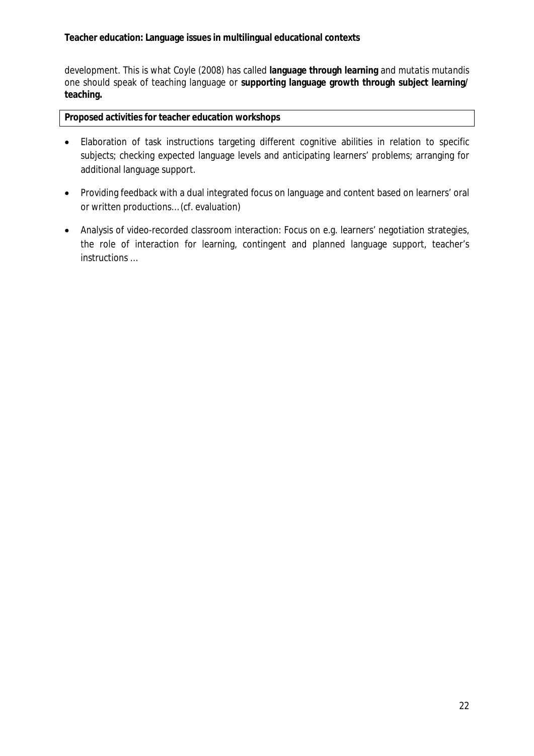development. This is what Coyle (2008) has called **language through learning** and *mutatis mutandis* one should speak of teaching language or **supporting language growth through subject learning/ teaching.**

**Proposed activities for teacher education workshops**

- Elaboration of task instructions targeting different cognitive abilities in relation to specific subjects; checking expected language levels and anticipating learners' problems; arranging for additional language support.
- Providing feedback with a dual integrated focus on language and content based on learners' oral or written productions… (cf. evaluation)
- Analysis of video-recorded classroom interaction: Focus on e.g. learners' negotiation strategies, the role of interaction for learning, contingent and planned language support, teacher's instructions …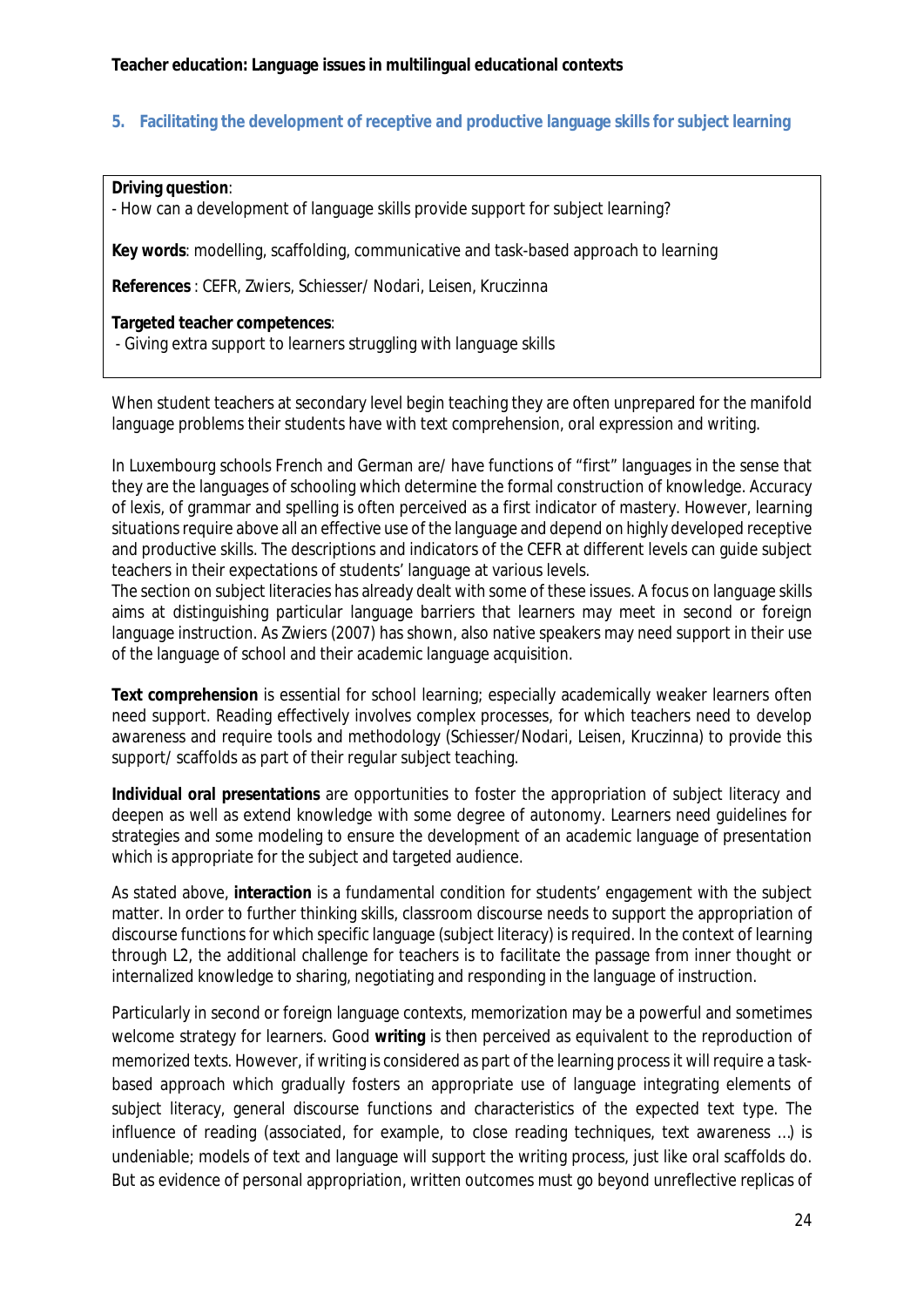## 5. Facilitating the development of receptive and productive language skills for subject learning

**Driving question**:
- How can a development of language skills provide support for subject learning?

**Key words**: modelling, scaffolding, communicative and task-based approach to learning

**References** : CEFR, Zwiers, Schiesser/ Nodari, Leisen, Kruczinna

**Targeted teacher competences**:
- Giving extra support to learners struggling with language skills

When student teachers at secondary level begin teaching they are often unprepared for the manifold language problems their students have with text comprehension, oral expression and writing.

In Luxembourg schools French and German are/ have functions of "first" languages in the sense that they are the languages of schooling which determine the formal construction of knowledge. Accuracy of lexis, of grammar and spelling is often perceived as a first indicator of mastery. However, learning situations require above all an effective use of the language and depend on highly developed receptive and productive skills. The descriptions and indicators of the CEFR at different levels can guide subject teachers in their expectations of students' language at various levels.
The section on subject literacies has already dealt with some of these issues. A focus on language skills aims at distinguishing particular language barriers that learners may meet in second or foreign language instruction. As Zwiers (2007) has shown, also native speakers may need support in their use of the language of school and their academic language acquisition.

**Text comprehension** is essential for school learning; especially academically weaker learners often need support. Reading effectively involves complex processes, for which teachers need to develop awareness and require tools and methodology (Schiesser/Nodari, Leisen, Kruczinna) to provide this support/ scaffolds as part of their regular subject teaching.

**Individual oral presentations** are opportunities to foster the appropriation of subject literacy and deepen as well as extend knowledge with some degree of autonomy. Learners need guidelines for strategies and some modeling to ensure the development of an academic language of presentation which is appropriate for the subject and targeted audience.

As stated above, **interaction** is a fundamental condition for students' engagement with the subject matter. In order to further thinking skills, classroom discourse needs to support the appropriation of discourse functions for which specific language (subject literacy) is required. In the context of learning through L2, the additional challenge for teachers is to facilitate the passage from inner thought or internalized knowledge to sharing, negotiating and responding in the language of instruction.

Particularly in second or foreign language contexts, memorization may be a powerful and sometimes welcome strategy for learners. Good **writing** is then perceived as equivalent to the reproduction of memorized texts. However, if writing is considered as part of the learning process it will require a task-based approach which gradually fosters an appropriate use of language integrating elements of subject literacy, general discourse functions and characteristics of the expected text type. The influence of reading (associated, for example, to close reading techniques, text awareness …) is undeniable; models of text and language will support the writing process, just like oral scaffolds do. But as evidence of personal appropriation, written outcomes must go beyond unreflective replicas of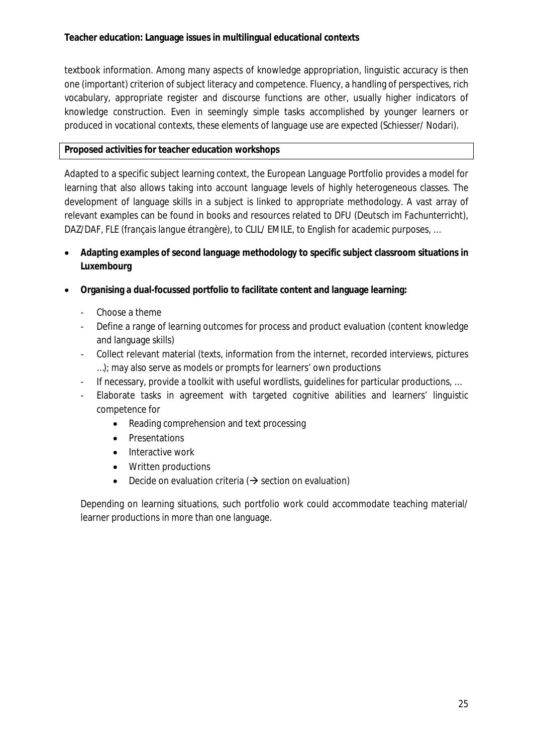textbook information. Among many aspects of knowledge appropriation, linguistic accuracy is then one (important) criterion of subject literacy and competence. Fluency, a handling of perspectives, rich vocabulary, appropriate register and discourse functions are other, usually higher indicators of knowledge construction. Even in seemingly simple tasks accomplished by younger learners or produced in vocational contexts, these elements of language use are expected (Schiesser/ Nodari).

**Proposed activities for teacher education workshops**

Adapted to a specific subject learning context, the European Language Portfolio provides a model for learning that also allows taking into account language levels of highly heterogeneous classes. The development of language skills in a subject is linked to appropriate methodology. A vast array of relevant examples can be found in books and resources related to DFU (Deutsch im Fachunterricht), DAZ/DAF, FLE (*français langue étrangère*), to CLIL/ EMILE, to English for academic purposes, …

- **Adapting examples of second language methodology to specific subject classroom situations in Luxembourg**
- **Organising a dual-focussed portfolio to facilitate content and language learning:**
  - Choose a theme
  - Define a range of learning outcomes for process and product evaluation (content knowledge and language skills)
  - Collect relevant material (texts, information from the internet, recorded interviews, pictures …); may also serve as models or prompts for learners' own productions
  - If necessary, provide a toolkit with useful wordlists, guidelines for particular productions, …
  - Elaborate tasks in agreement with targeted cognitive abilities and learners' linguistic competence for
    - Reading comprehension and text processing
    - Presentations
    - Interactive work
    - Written productions
    - Decide on evaluation criteria (→ section on evaluation)

  Depending on learning situations, such portfolio work could accommodate teaching material/ learner productions in more than one language.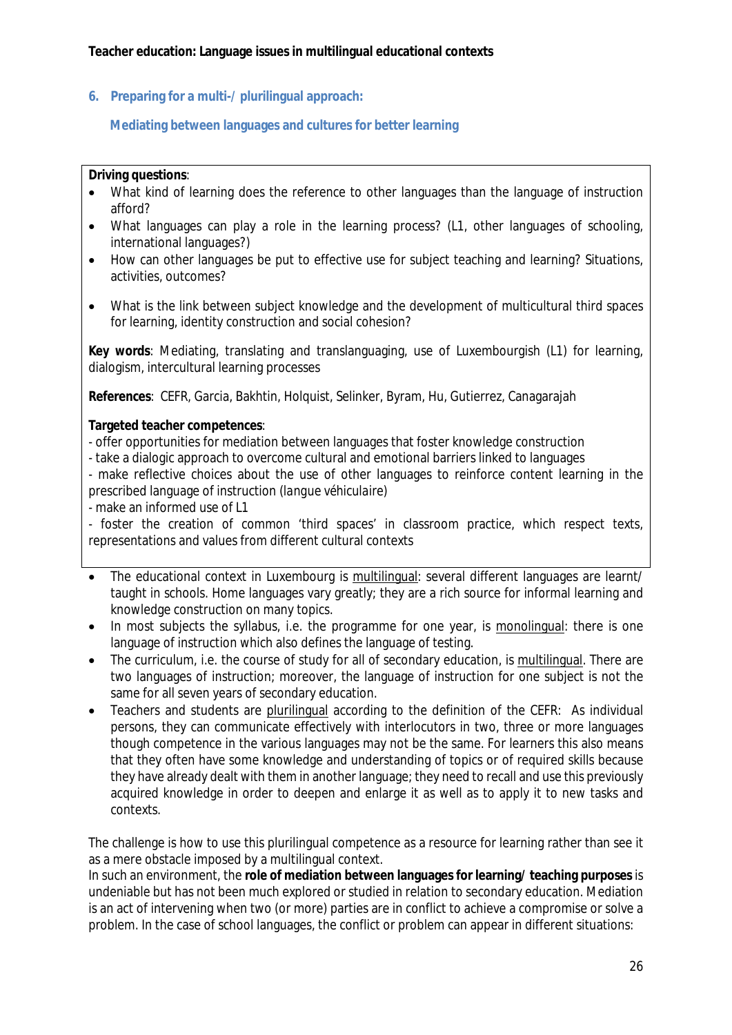## 6. Preparing for a multi-/ plurilingual approach:

### Mediating between languages and cultures for better learning

**Driving questions**:

- What kind of learning does the reference to other languages than the language of instruction afford?
- What languages can play a role in the learning process? (L1, other languages of schooling, international languages?)
- How can other languages be put to effective use for subject teaching and learning? Situations, activities, outcomes?
- What is the link between subject knowledge and the development of multicultural third spaces for learning, identity construction and social cohesion?

**Key words**: Mediating, translating and translanguaging, use of Luxembourgish (L1) for learning, dialogism, intercultural learning processes

**References**: CEFR, Garcia, Bakhtin, Holquist, Selinker, Byram, Hu, Gutierrez, Canagarajah

**Targeted teacher competences**:

- offer opportunities for mediation between languages that foster knowledge construction
- take a dialogic approach to overcome cultural and emotional barriers linked to languages
- make reflective choices about the use of other languages to reinforce content learning in the prescribed language of instruction (*langue véhiculaire*)
- make an informed use of L1
- foster the creation of common 'third spaces' in classroom practice, which respect texts, representations and values from different cultural contexts

- The educational context in Luxembourg is <u>multilingual</u>: several different languages are learnt/ taught in schools. Home languages vary greatly; they are a rich source for informal learning and knowledge construction on many topics.
- In most subjects the syllabus, i.e. the programme for one year, is <u>monolingual</u>: there is one language of instruction which also defines the language of testing.
- The curriculum, i.e. the course of study for all of secondary education, is <u>multilingual</u>. There are two languages of instruction; moreover, the language of instruction for one subject is not the same for all seven years of secondary education.
- Teachers and students are <u>plurilingual</u> according to the definition of the CEFR: As individual persons, they can communicate effectively with interlocutors in two, three or more languages though competence in the various languages may not be the same. For learners this also means that they often have some knowledge and understanding of topics or of required skills because they have already dealt with them in another language; they need to recall and use this previously acquired knowledge in order to deepen and enlarge it as well as to apply it to new tasks and contexts.

The challenge is how to use this plurilingual competence as a resource for learning rather than see it as a mere obstacle imposed by a multilingual context.

In such an environment, the **role of mediation between languages for learning/ teaching purposes** is undeniable but has not been much explored or studied in relation to secondary education. Mediation is an act of intervening when two (or more) parties are in conflict to achieve a compromise or solve a problem. In the case of school languages, the conflict or problem can appear in different situations: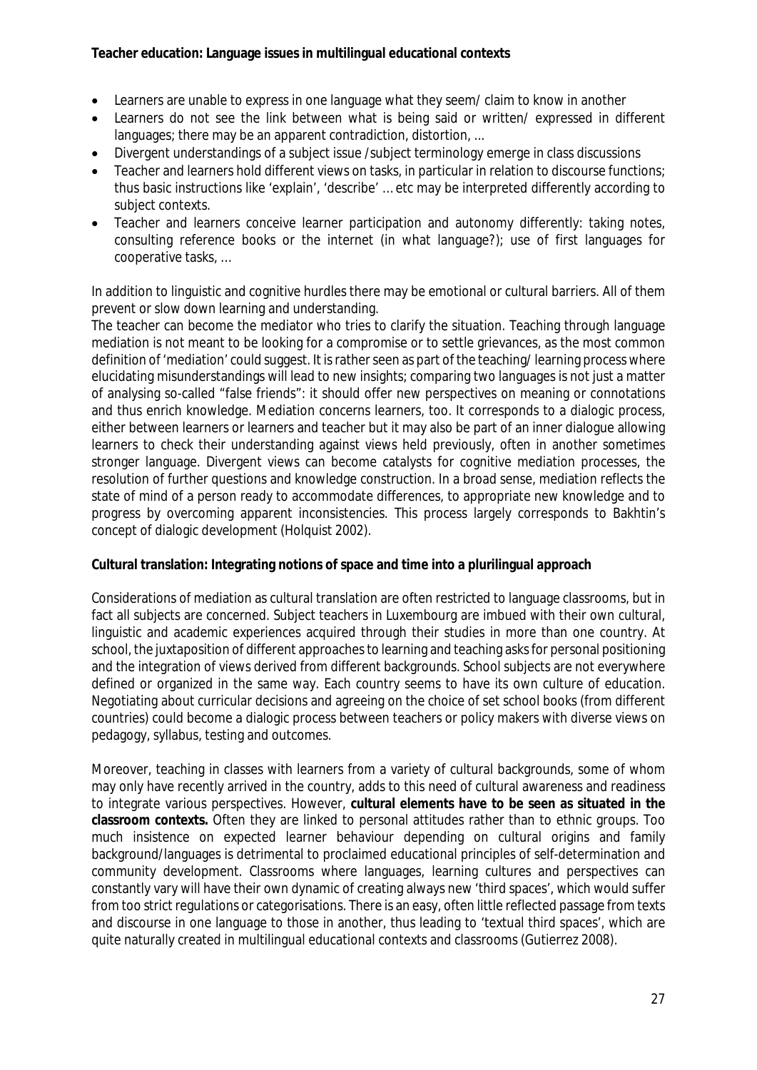**Teacher education: Language issues in multilingual educational contexts**

- Learners are unable to express in one language what they seem/ claim to know in another
- Learners do not see the link between what is being said or written/ expressed in different languages; there may be an apparent contradiction, distortion, …
- Divergent understandings of a subject issue /subject terminology emerge in class discussions
- Teacher and learners hold different views on tasks, in particular in relation to discourse functions; thus basic instructions like 'explain', 'describe' … etc may be interpreted differently according to subject contexts.
- Teacher and learners conceive learner participation and autonomy differently: taking notes, consulting reference books or the internet (in what language?); use of first languages for cooperative tasks, …

In addition to linguistic and cognitive hurdles there may be emotional or cultural barriers. All of them prevent or slow down learning and understanding.

The teacher can become the mediator who tries to clarify the situation. Teaching through language mediation is not meant to be looking for a compromise or to settle grievances, as the most common definition of 'mediation' could suggest. It is rather seen as part of the teaching/ learning process where elucidating misunderstandings will lead to new insights; comparing two languages is not just a matter of analysing so-called "false friends": it should offer new perspectives on meaning or connotations and thus enrich knowledge. Mediation concerns learners, too. It corresponds to a dialogic process, either between learners or learners and teacher but it may also be part of an inner dialogue allowing learners to check their understanding against views held previously, often in another sometimes stronger language. Divergent views can become catalysts for cognitive mediation processes, the resolution of further questions and knowledge construction. In a broad sense, mediation reflects the state of mind of a person ready to accommodate differences, to appropriate new knowledge and to progress by overcoming apparent inconsistencies. This process largely corresponds to Bakhtin's concept of dialogic development (Holquist 2002).

**Cultural translation: Integrating notions of space and time into a plurilingual approach**

Considerations of mediation as cultural translation are often restricted to language classrooms, but in fact all subjects are concerned. Subject teachers in Luxembourg are imbued with their own cultural, linguistic and academic experiences acquired through their studies in more than one country. At school, the juxtaposition of different approaches to learning and teaching asks for personal positioning and the integration of views derived from different backgrounds. School subjects are not everywhere defined or organized in the same way. Each country seems to have its own culture of education. Negotiating about curricular decisions and agreeing on the choice of set school books (from different countries) could become a dialogic process between teachers or policy makers with diverse views on pedagogy, syllabus, testing and outcomes.

Moreover, teaching in classes with learners from a variety of cultural backgrounds, some of whom may only have recently arrived in the country, adds to this need of cultural awareness and readiness to integrate various perspectives. However, **cultural elements have to be seen as situated in the classroom contexts.** Often they are linked to personal attitudes rather than to ethnic groups. Too much insistence on expected learner behaviour depending on cultural origins and family background/languages is detrimental to proclaimed educational principles of self-determination and community development. Classrooms where languages, learning cultures and perspectives can constantly vary will have their own dynamic of creating always new 'third spaces', which would suffer from too strict regulations or categorisations. There is an easy, often little reflected passage from texts and discourse in one language to those in another, thus leading to 'textual third spaces', which are quite naturally created in multilingual educational contexts and classrooms (Gutierrez 2008).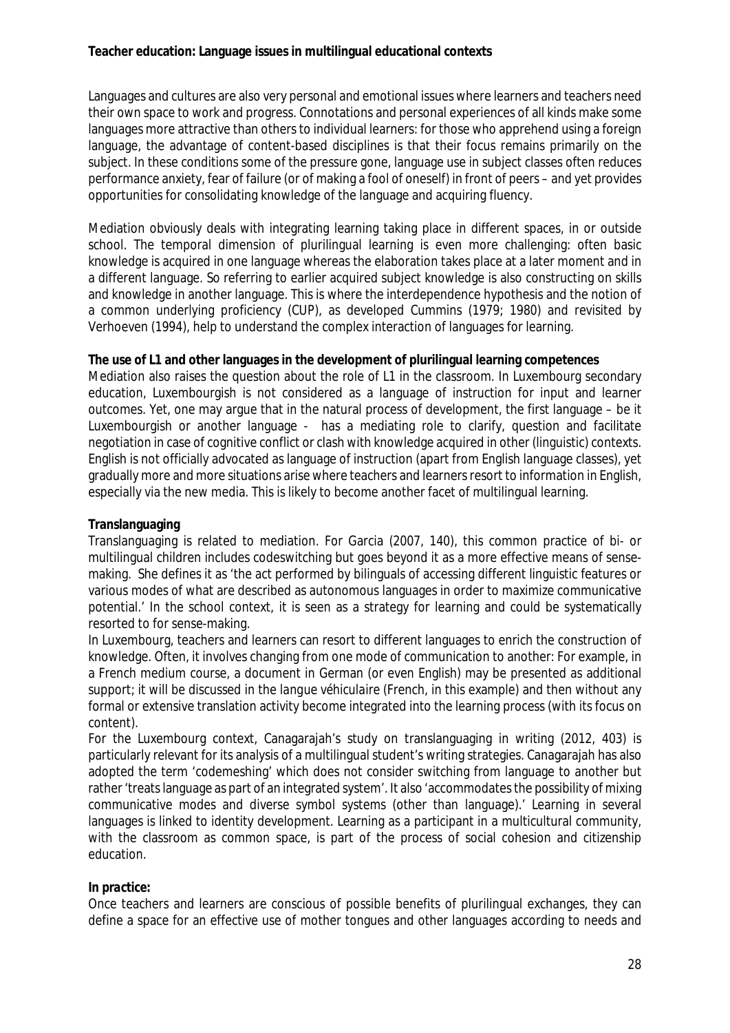Languages and cultures are also very personal and emotional issues where learners and teachers need their own space to work and progress. Connotations and personal experiences of all kinds make some languages more attractive than others to individual learners: for those who apprehend using a foreign language, the advantage of content-based disciplines is that their focus remains primarily on the subject. In these conditions some of the pressure gone, language use in subject classes often reduces performance anxiety, fear of failure (or of making a fool of oneself) in front of peers – and yet provides opportunities for consolidating knowledge of the language and acquiring fluency.

Mediation obviously deals with integrating learning taking place in different spaces, in or outside school. The temporal dimension of plurilingual learning is even more challenging: often basic knowledge is acquired in one language whereas the elaboration takes place at a later moment and in a different language. So referring to earlier acquired subject knowledge is also constructing on skills and knowledge in another language. This is where the interdependence hypothesis and the notion of a common underlying proficiency (CUP), as developed Cummins (1979; 1980) and revisited by Verhoeven (1994), help to understand the complex interaction of languages for learning.

**The use of L1 and other languages in the development of plurilingual learning competences**

Mediation also raises the question about the role of L1 in the classroom. In Luxembourg secondary education, Luxembourgish is not considered as a language of instruction for input and learner outcomes. Yet, one may argue that in the natural process of development, the first language – be it Luxembourgish or another language - has a mediating role to clarify, question and facilitate negotiation in case of cognitive conflict or clash with knowledge acquired in other (linguistic) contexts. English is not officially advocated as language of instruction (apart from English language classes), yet gradually more and more situations arise where teachers and learners resort to information in English, especially via the new media. This is likely to become another facet of multilingual learning.

**Translanguaging**

Translanguaging is related to mediation. For Garcia (2007, 140), this common practice of bi- or multilingual children includes codeswitching but goes beyond it as a more effective means of sense-making. She defines it as 'the act performed by bilinguals of accessing different linguistic features or various modes of what are described as autonomous languages in order to maximize communicative potential.' In the school context, it is seen as a strategy for learning and could be systematically resorted to for sense-making.

In Luxembourg, teachers and learners can resort to different languages to enrich the construction of knowledge. Often, it involves changing from one mode of communication to another: For example, in a French medium course, a document in German (or even English) may be presented as additional support; it will be discussed in the langue véhiculaire (French, in this example) and then without any formal or extensive translation activity become integrated into the learning process (with its focus on content).

For the Luxembourg context, Canagarajah's study on translanguaging in writing (2012, 403) is particularly relevant for its analysis of a multilingual student's writing strategies. Canagarajah has also adopted the term 'codemeshing' which does not consider switching from language to another but rather 'treats language as part of an integrated system'. It also 'accommodates the possibility of mixing communicative modes and diverse symbol systems (other than language).' Learning in several languages is linked to identity development. Learning as a participant in a multicultural community, with the classroom as common space, is part of the process of social cohesion and citizenship education.

***In practice:***

Once teachers and learners are conscious of possible benefits of plurilingual exchanges, they can define a space for an effective use of mother tongues and other languages according to needs and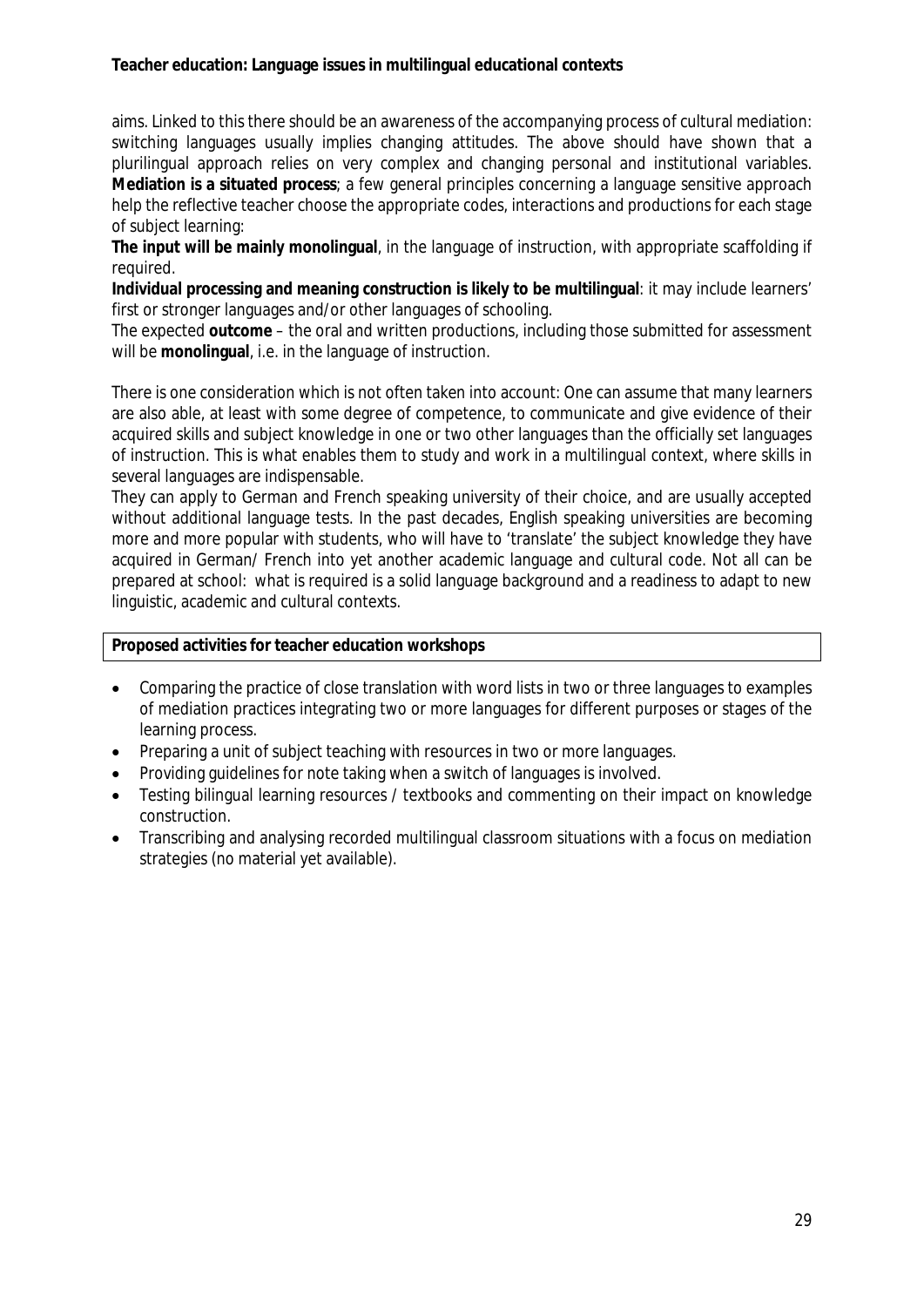aims. Linked to this there should be an awareness of the accompanying process of cultural mediation: switching languages usually implies changing attitudes. The above should have shown that a plurilingual approach relies on very complex and changing personal and institutional variables. **Mediation is a situated process**; a few general principles concerning a language sensitive approach help the reflective teacher choose the appropriate codes, interactions and productions for each stage of subject learning:

**The input will be mainly monolingual**, in the language of instruction, with appropriate scaffolding if required.

**Individual processing and meaning construction is likely to be multilingual**: it may include learners' first or stronger languages and/or other languages of schooling.

The expected **outcome** – the oral and written productions, including those submitted for assessment will be **monolingual**, i.e. in the language of instruction.

There is one consideration which is not often taken into account: One can assume that many learners are also able, at least with some degree of competence, to communicate and give evidence of their acquired skills and subject knowledge in one or two other languages than the officially set languages of instruction. This is what enables them to study and work in a multilingual context, where skills in several languages are indispensable.

They can apply to German and French speaking university of their choice, and are usually accepted without additional language tests. In the past decades, English speaking universities are becoming more and more popular with students, who will have to 'translate' the subject knowledge they have acquired in German/ French into yet another academic language and cultural code. Not all can be prepared at school: what is required is a solid language background and a readiness to adapt to new linguistic, academic and cultural contexts.

**Proposed activities for teacher education workshops**

- Comparing the practice of close translation with word lists in two or three languages to examples of mediation practices integrating two or more languages for different purposes or stages of the learning process.
- Preparing a unit of subject teaching with resources in two or more languages.
- Providing guidelines for note taking when a switch of languages is involved.
- Testing bilingual learning resources / textbooks and commenting on their impact on knowledge construction.
- Transcribing and analysing recorded multilingual classroom situations with a focus on mediation strategies (no material yet available).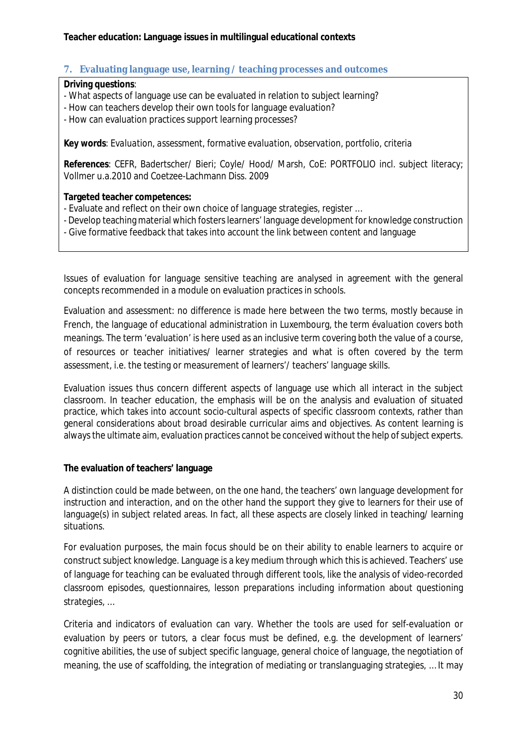## 7. Evaluating language use, learning / teaching processes and outcomes

**Driving questions**:
- What aspects of language use can be evaluated in relation to subject learning?
- How can teachers develop their own tools for language evaluation?
- How can evaluation practices support learning processes?

**Key words**: *Evaluation, assessment, formative evaluation, observation, portfolio, criteria*

**References**: CEFR, Badertscher/ Bieri; Coyle/ Hood/ Marsh, CoE: PORTFOLIO incl. subject literacy; Vollmer u.a.2010 and Coetzee-Lachmann Diss. 2009

**Targeted teacher competences:**
- Evaluate and reflect on their own choice of language strategies, register …
- Develop teaching material which fosters learners' language development for knowledge construction
- Give formative feedback that takes into account the link between content and language

Issues of evaluation for language sensitive teaching are analysed in agreement with the general concepts recommended in a module on evaluation practices in schools.

Evaluation and assessment: no difference is made here between the two terms, mostly because in French, the language of educational administration in Luxembourg, the term évaluation covers both meanings. The term 'evaluation' is here used as an inclusive term covering both the value of a course, of resources or teacher initiatives/ learner strategies and what is often covered by the term assessment, i.e. the testing or measurement of learners'/ teachers' language skills.

Evaluation issues thus concern different aspects of language use which all interact in the subject classroom. In teacher education, the emphasis will be on the analysis and evaluation of situated practice, which takes into account socio-cultural aspects of specific classroom contexts, rather than general considerations about broad desirable curricular aims and objectives. As content learning is always the ultimate aim, evaluation practices cannot be conceived without the help of subject experts.

**The evaluation of teachers' language**

A distinction could be made between, on the one hand, the teachers' own language development for instruction and interaction, and on the other hand the support they give to learners for their use of language(s) in subject related areas. In fact, all these aspects are closely linked in teaching/ learning situations.

For evaluation purposes, the main focus should be on their ability to enable learners to acquire or construct subject knowledge. Language is a key medium through which this is achieved. Teachers' use of language for teaching can be evaluated through different tools, like the analysis of video-recorded classroom episodes, questionnaires, lesson preparations including information about questioning strategies, …

Criteria and indicators of evaluation can vary. Whether the tools are used for self-evaluation or evaluation by peers or tutors, a clear focus must be defined, e.g. the development of learners' cognitive abilities, the use of subject specific language, general choice of language, the negotiation of meaning, the use of scaffolding, the integration of mediating or translanguaging strategies, … It may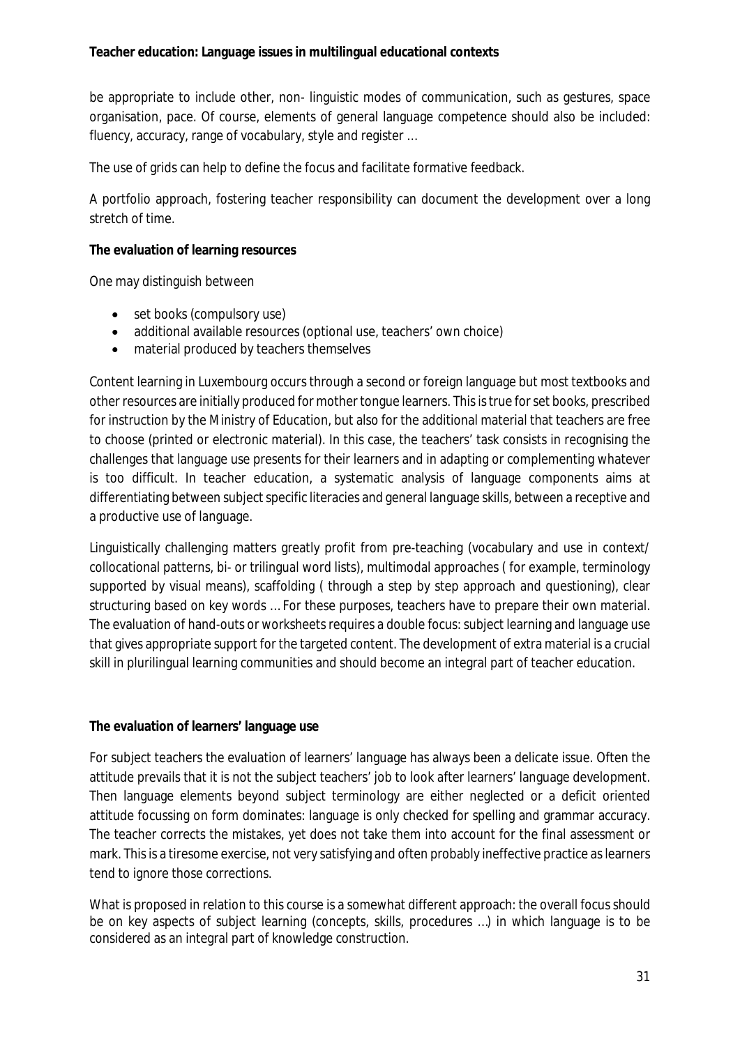be appropriate to include other, non- linguistic modes of communication, such as gestures, space organisation, pace. Of course, elements of general language competence should also be included: fluency, accuracy, range of vocabulary, style and register …

The use of grids can help to define the focus and facilitate formative feedback.

A portfolio approach, fostering teacher responsibility can document the development over a long stretch of time.

**The evaluation of learning resources**

One may distinguish between

- set books (compulsory use)
- additional available resources (optional use, teachers' own choice)
- material produced by teachers themselves

Content learning in Luxembourg occurs through a second or foreign language but most textbooks and other resources are initially produced for mother tongue learners. This is true for set books, prescribed for instruction by the Ministry of Education, but also for the additional material that teachers are free to choose (printed or electronic material). In this case, the teachers' task consists in recognising the challenges that language use presents for their learners and in adapting or complementing whatever is too difficult. In teacher education, a systematic analysis of language components aims at differentiating between subject specific literacies and general language skills, between a receptive and a productive use of language.

Linguistically challenging matters greatly profit from pre-teaching (vocabulary and use in context/ collocational patterns, bi- or trilingual word lists), multimodal approaches ( for example, terminology supported by visual means), scaffolding ( through a step by step approach and questioning), clear structuring based on key words … For these purposes, teachers have to prepare their own material. The evaluation of hand-outs or worksheets requires a double focus: subject learning and language use that gives appropriate support for the targeted content. The development of extra material is a crucial skill in plurilingual learning communities and should become an integral part of teacher education.

**The evaluation of learners' language use**

For subject teachers the evaluation of learners' language has always been a delicate issue. Often the attitude prevails that it is not the subject teachers' job to look after learners' language development. Then language elements beyond subject terminology are either neglected or a deficit oriented attitude focussing on form dominates: language is only checked for spelling and grammar accuracy. The teacher corrects the mistakes, yet does not take them into account for the final assessment or mark. This is a tiresome exercise, not very satisfying and often probably ineffective practice as learners tend to ignore those corrections.

What is proposed in relation to this course is a somewhat different approach: the overall focus should be on key aspects of subject learning (concepts, skills, procedures …) in which language is to be considered as an integral part of knowledge construction.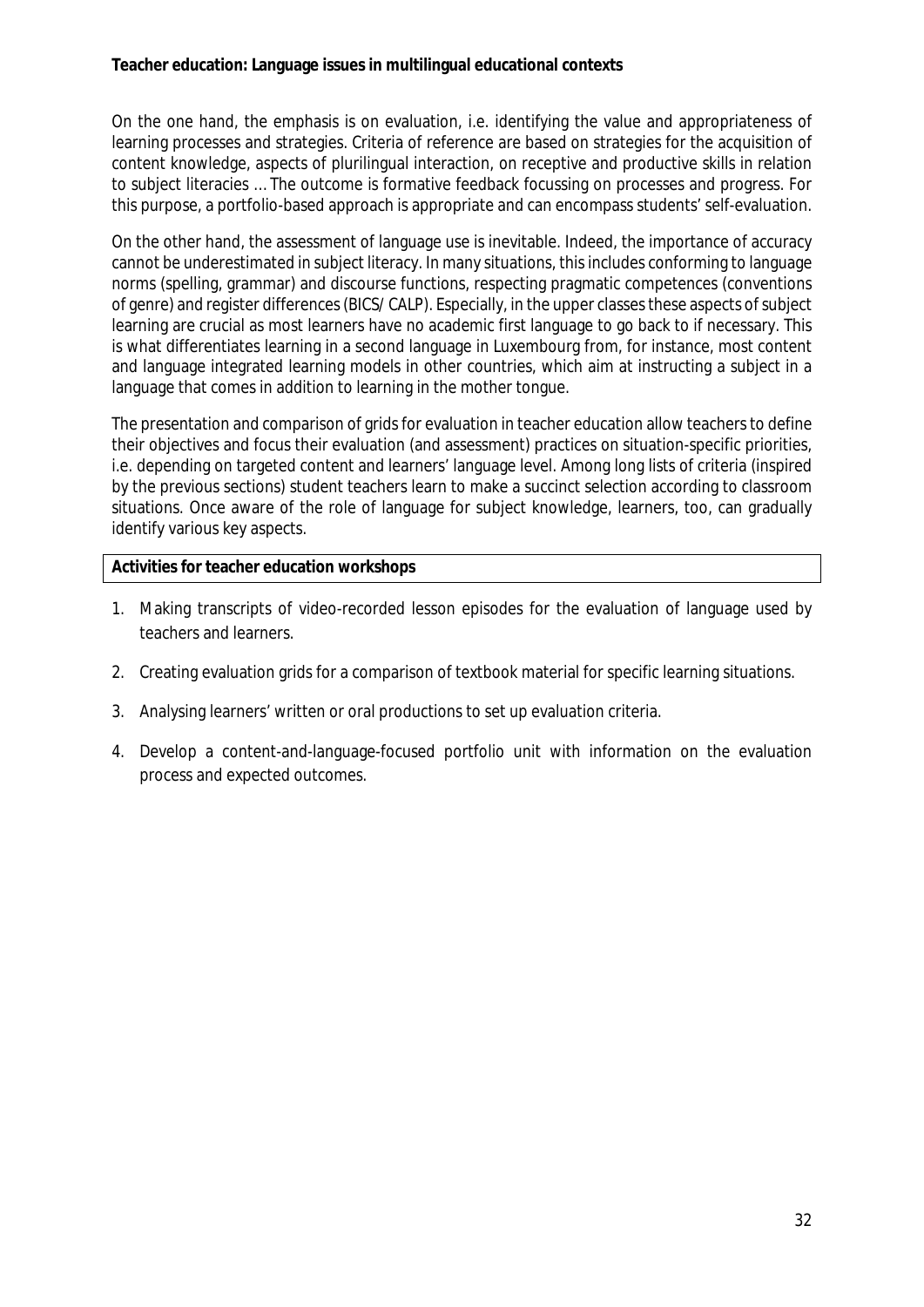On the one hand, the emphasis is on evaluation, i.e. identifying the value and appropriateness of learning processes and strategies. Criteria of reference are based on strategies for the acquisition of content knowledge, aspects of plurilingual interaction, on receptive and productive skills in relation to subject literacies … The outcome is formative feedback focussing on processes and progress. For this purpose, a portfolio-based approach is appropriate and can encompass students' self-evaluation.

On the other hand, the assessment of language use is inevitable. Indeed, the importance of accuracy cannot be underestimated in subject literacy. In many situations, this includes conforming to language norms (spelling, grammar) and discourse functions, respecting pragmatic competences (conventions of genre) and register differences (BICS/ CALP). Especially, in the upper classes these aspects of subject learning are crucial as most learners have no academic first language to go back to if necessary. This is what differentiates learning in a second language in Luxembourg from, for instance, most content and language integrated learning models in other countries, which aim at instructing a subject in a language that comes in addition to learning in the mother tongue.

The presentation and comparison of grids for evaluation in teacher education allow teachers to define their objectives and focus their evaluation (and assessment) practices on situation-specific priorities, i.e. depending on targeted content and learners' language level. Among long lists of criteria (inspired by the previous sections) student teachers learn to make a succinct selection according to classroom situations. Once aware of the role of language for subject knowledge, learners, too, can gradually identify various key aspects.

**Activities for teacher education workshops**

1. Making transcripts of video-recorded lesson episodes for the evaluation of language used by teachers and learners.
2. Creating evaluation grids for a comparison of textbook material for specific learning situations.
3. Analysing learners' written or oral productions to set up evaluation criteria.
4. Develop a content-and-language-focused portfolio unit with information on the evaluation process and expected outcomes.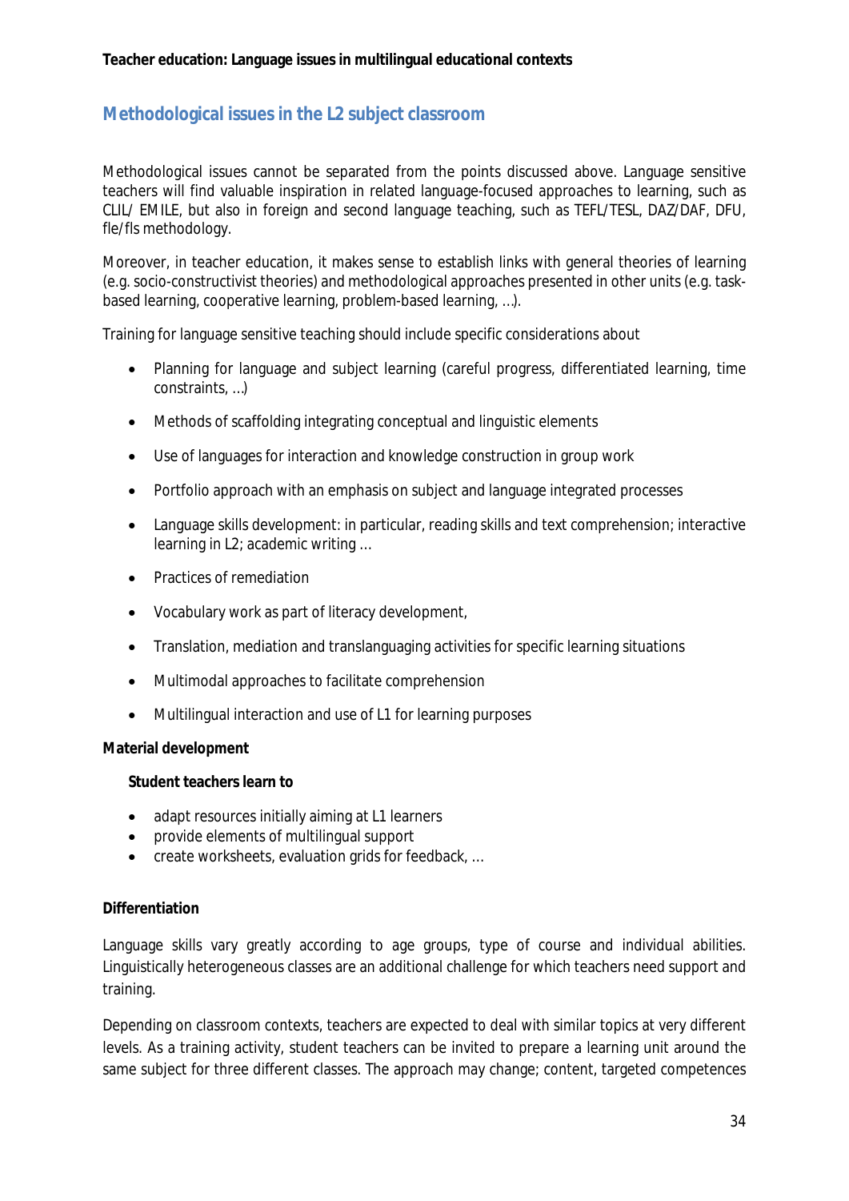## Methodological issues in the L2 subject classroom

Methodological issues cannot be separated from the points discussed above. Language sensitive teachers will find valuable inspiration in related language-focused approaches to learning, such as CLIL/ EMILE, but also in foreign and second language teaching, such as TEFL/TESL, DAZ/DAF, DFU, fle/fls methodology.

Moreover, in teacher education, it makes sense to establish links with general theories of learning (e.g. socio-constructivist theories) and methodological approaches presented in other units (e.g. task-based learning, cooperative learning, problem-based learning, …).

Training for language sensitive teaching should include specific considerations about

- Planning for language and subject learning (careful progress, differentiated learning, time constraints, …)
- Methods of scaffolding integrating conceptual and linguistic elements
- Use of languages for interaction and knowledge construction in group work
- Portfolio approach with an emphasis on subject and language integrated processes
- Language skills development: in particular, reading skills and text comprehension; interactive learning in L2; academic writing …
- Practices of remediation
- Vocabulary work as part of literacy development,
- Translation, mediation and translanguaging activities for specific learning situations
- Multimodal approaches to facilitate comprehension
- Multilingual interaction and use of L1 for learning purposes

**Material development**

**Student teachers learn to**

- adapt resources initially aiming at L1 learners
- provide elements of multilingual support
- create worksheets, evaluation grids for feedback, …

**Differentiation**

Language skills vary greatly according to age groups, type of course and individual abilities. Linguistically heterogeneous classes are an additional challenge for which teachers need support and training.

Depending on classroom contexts, teachers are expected to deal with similar topics at very different levels. As a training activity, student teachers can be invited to prepare a learning unit around the same subject for three different classes. The approach may change; content, targeted competences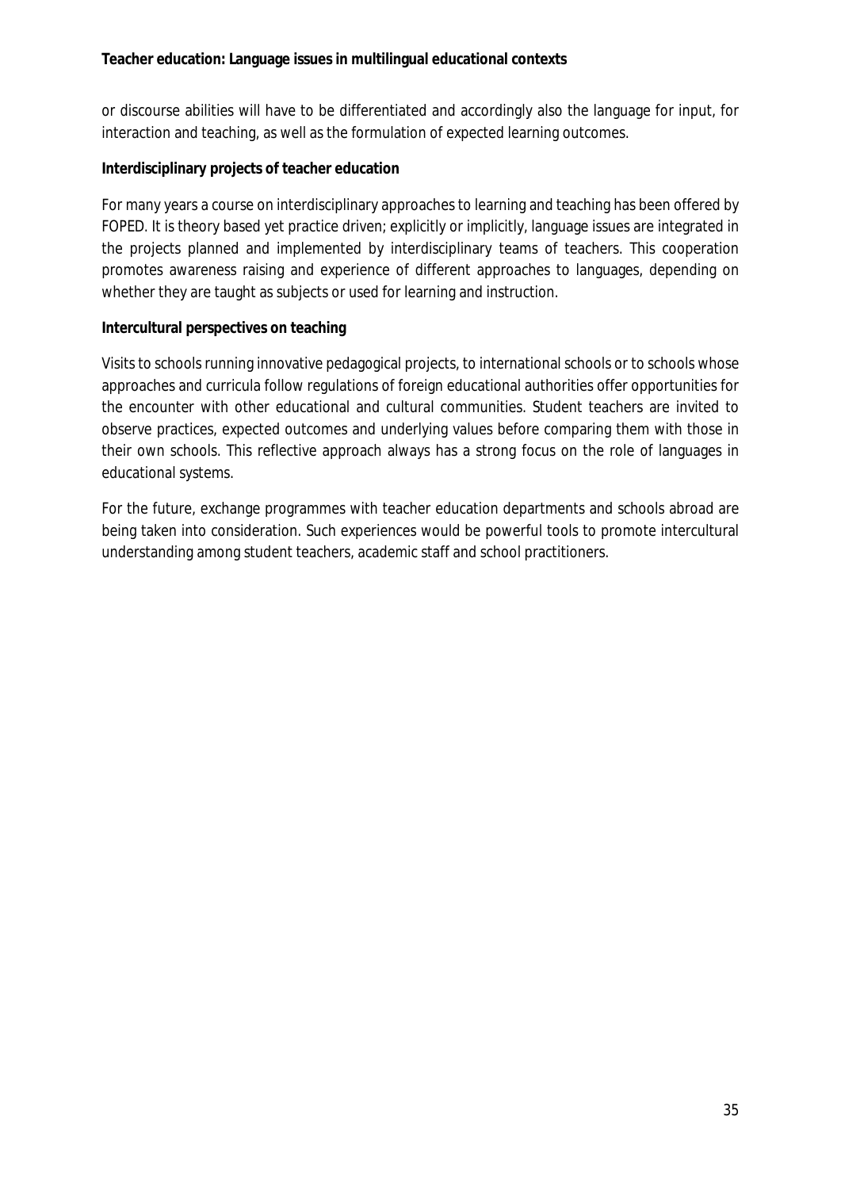or discourse abilities will have to be differentiated and accordingly also the language for input, for interaction and teaching, as well as the formulation of expected learning outcomes.

**Interdisciplinary projects of teacher education**

For many years a course on interdisciplinary approaches to learning and teaching has been offered by FOPED. It is theory based yet practice driven; explicitly or implicitly, language issues are integrated in the projects planned and implemented by interdisciplinary teams of teachers. This cooperation promotes awareness raising and experience of different approaches to languages, depending on whether they are taught as subjects or used for learning and instruction.

**Intercultural perspectives on teaching**

Visits to schools running innovative pedagogical projects, to international schools or to schools whose approaches and curricula follow regulations of foreign educational authorities offer opportunities for the encounter with other educational and cultural communities. Student teachers are invited to observe practices, expected outcomes and underlying values before comparing them with those in their own schools. This reflective approach always has a strong focus on the role of languages in educational systems.

For the future, exchange programmes with teacher education departments and schools abroad are being taken into consideration. Such experiences would be powerful tools to promote intercultural understanding among student teachers, academic staff and school practitioners.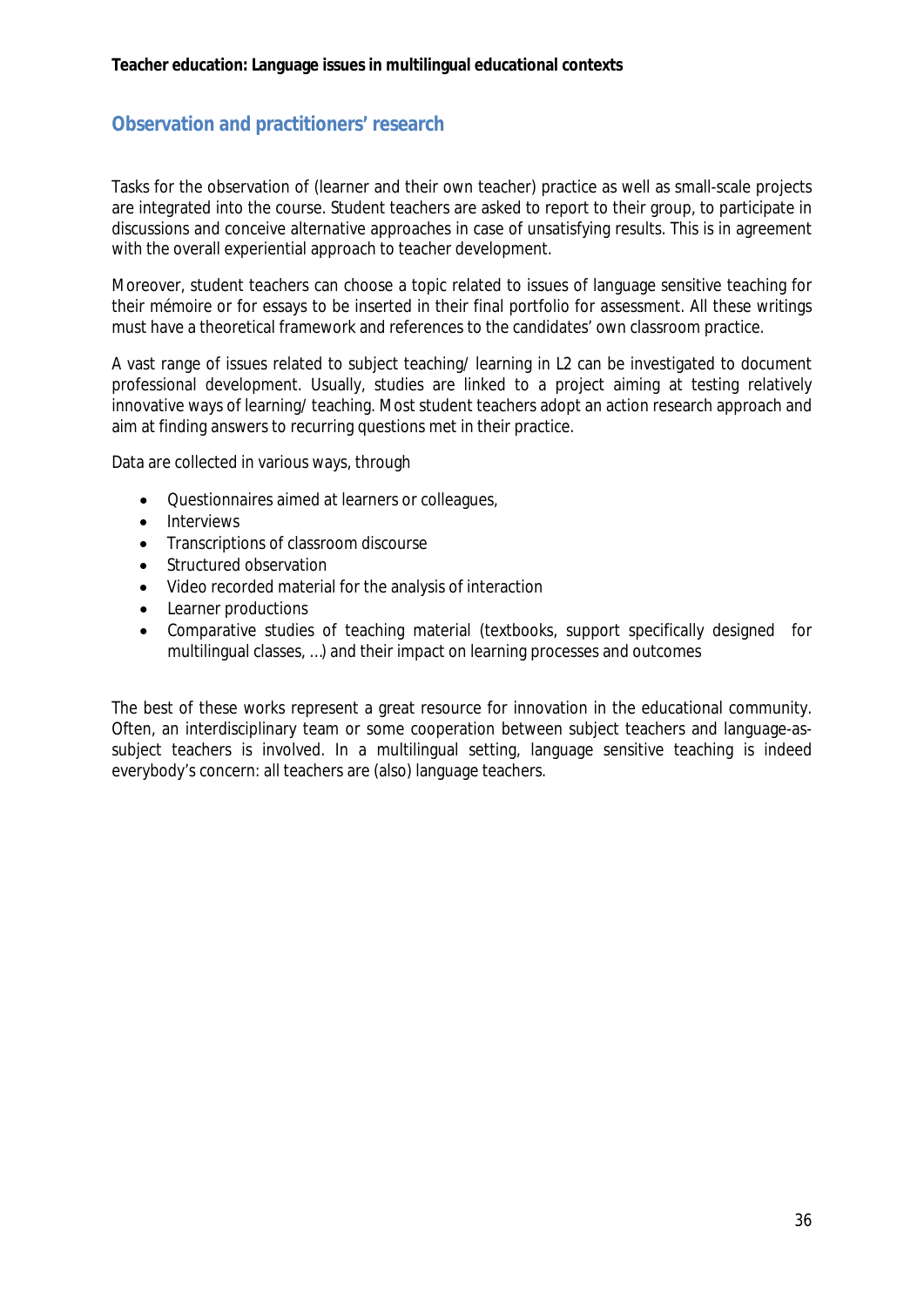## Observation and practitioners' research

Tasks for the observation of (learner and their own teacher) practice as well as small-scale projects are integrated into the course. Student teachers are asked to report to their group, to participate in discussions and conceive alternative approaches in case of unsatisfying results. This is in agreement with the overall experiential approach to teacher development.

Moreover, student teachers can choose a topic related to issues of language sensitive teaching for their mémoire or for essays to be inserted in their final portfolio for assessment. All these writings must have a theoretical framework and references to the candidates' own classroom practice.

A vast range of issues related to subject teaching/ learning in L2 can be investigated to document professional development. Usually, studies are linked to a project aiming at testing relatively innovative ways of learning/ teaching. Most student teachers adopt an action research approach and aim at finding answers to recurring questions met in their practice.

Data are collected in various ways, through

- Questionnaires aimed at learners or colleagues,
- Interviews
- Transcriptions of classroom discourse
- Structured observation
- Video recorded material for the analysis of interaction
- Learner productions
- Comparative studies of teaching material (textbooks, support specifically designed for multilingual classes, …) and their impact on learning processes and outcomes

The best of these works represent a great resource for innovation in the educational community. Often, an interdisciplinary team or some cooperation between subject teachers and language-as-subject teachers is involved. In a multilingual setting, language sensitive teaching is indeed everybody's concern: all teachers are (also) language teachers.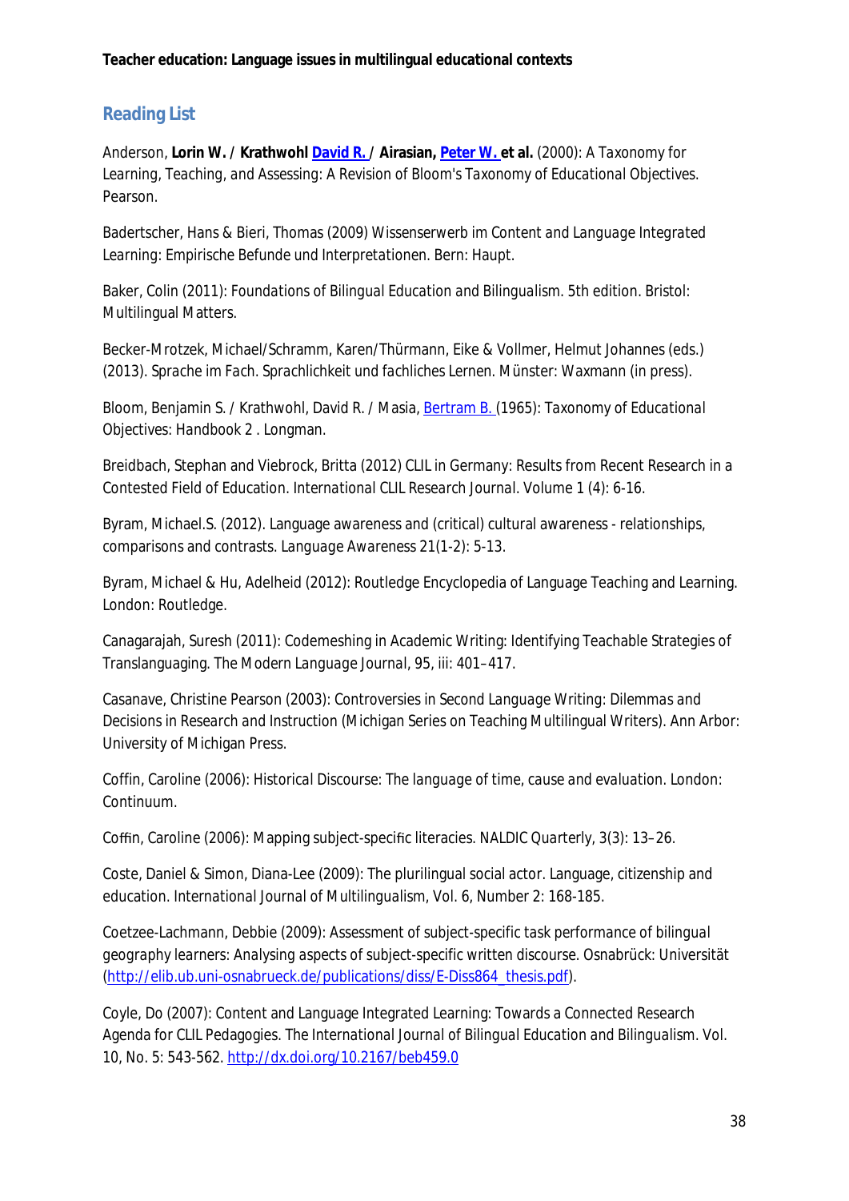**Teacher education: Language issues in multilingual educational contexts**

## Reading List

Anderson, **Lorin W. / Krathwohl** [David R.](#) **/ Airasian,** [Peter W.](#) **et al.** (2000): A Taxonomy for Learning, Teaching, and Assessing: A Revision of Bloom's Taxonomy of Educational Objectives. Pearson.

Badertscher, Hans & Bieri, Thomas (2009) Wissenserwerb im Content and Language Integrated Learning: Empirische Befunde und Interpretationen. Bern: Haupt.

Baker, Colin (2011): Foundations of Bilingual Education and Bilingualism. 5th edition. Bristol: Multilingual Matters.

Becker-Mrotzek, Michael/Schramm, Karen/Thürmann, Eike & Vollmer, Helmut Johannes (eds.) (2013). Sprache im Fach. Sprachlichkeit und fachliches Lernen. Münster: Waxmann (in press).

Bloom, Benjamin S. / Krathwohl, David R. / Masia, [Bertram B.](#) (1965): Taxonomy of Educational Objectives: Handbook 2 . Longman.

Breidbach, Stephan and Viebrock, Britta (2012) CLIL in Germany: Results from Recent Research in a Contested Field of Education. International CLIL Research Journal. Volume 1 (4): 6-16.

Byram, Michael.S. (2012). Language awareness and (critical) cultural awareness - relationships, comparisons and contrasts. Language Awareness 21(1-2): 5-13.

Byram, Michael & Hu, Adelheid (2012): Routledge Encyclopedia of Language Teaching and Learning. London: Routledge.

Canagarajah, Suresh (2011): Codemeshing in Academic Writing: Identifying Teachable Strategies of Translanguaging. The Modern Language Journal, 95, iii: 401–417.

Casanave, Christine Pearson (2003): Controversies in Second Language Writing: Dilemmas and Decisions in Research and Instruction (Michigan Series on Teaching Multilingual Writers). Ann Arbor: University of Michigan Press.

Coffin, Caroline (2006): Historical Discourse: The language of time, cause and evaluation. London: Continuum.

Coffin, Caroline (2006): Mapping subject-specific literacies. NALDIC Quarterly, 3(3): 13–26.

Coste, Daniel & Simon, Diana-Lee (2009): The plurilingual social actor. Language, citizenship and education. International Journal of Multilingualism, Vol. 6, Number 2: 168-185.

Coetzee-Lachmann, Debbie (2009): Assessment of subject-specific task performance of bilingual geography learners: Analysing aspects of subject-specific written discourse. Osnabrück: Universität (http://elib.ub.uni-osnabrueck.de/publications/diss/E-Diss864_thesis.pdf).

Coyle, Do (2007): Content and Language Integrated Learning: Towards a Connected Research Agenda for CLIL Pedagogies. The International Journal of Bilingual Education and Bilingualism. Vol. 10, No. 5: 543-562. http://dx.doi.org/10.2167/beb459.0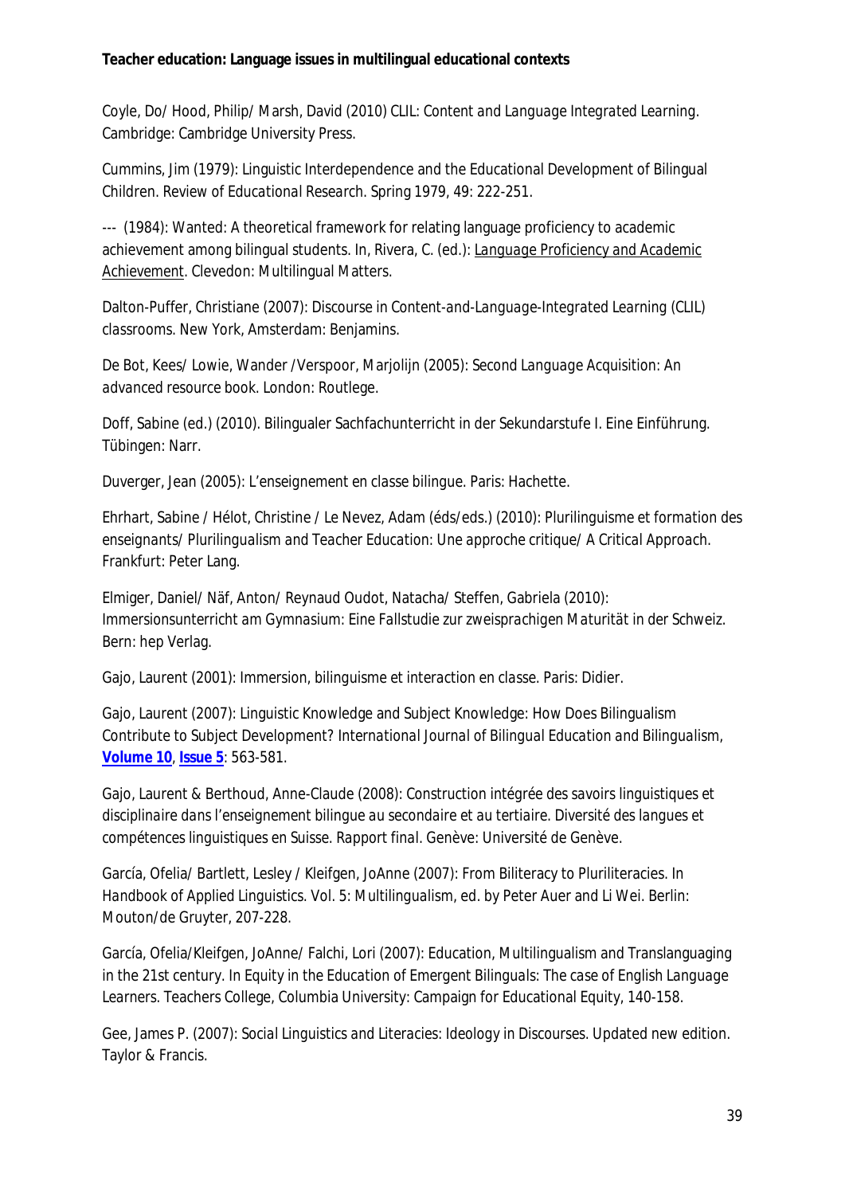**Teacher education: Language issues in multilingual educational contexts**

Coyle, Do/ Hood, Philip/ Marsh, David (2010) *CLIL: Content and Language Integrated Learning*. Cambridge: Cambridge University Press.

Cummins, Jim (1979): Linguistic Interdependence and the Educational Development of Bilingual Children. *Review of Educational Research*. Spring 1979, 49: 222-251.

--- (1984): Wanted: A theoretical framework for relating language proficiency to academic achievement among bilingual students. In, Rivera, C. (ed.): Language Proficiency and Academic Achievement. Clevedon: Multilingual Matters.

Dalton-Puffer, Christiane (2007): *Discourse in Content-and-Language-Integrated Learning (CLIL) classrooms*. New York, Amsterdam: Benjamins.

De Bot, Kees/ Lowie, Wander /Verspoor, Marjolijn (2005): *Second Language Acquisition: An advanced resource book*. London: Routlege.

Doff, Sabine (ed.) (2010). *Bilingualer Sachfachunterricht in der Sekundarstufe I. Eine Einführung*. Tübingen: Narr.

Duverger, Jean (2005): *L'enseignement en classe bilingue*. Paris: Hachette.

Ehrhart, Sabine / Hélot, Christine / Le Nevez, Adam (éds/eds.) (2010): *Plurilinguisme et formation des enseignants/ Plurilingualism and Teacher Education: Une approche critique/ A Critical Approach*. Frankfurt: Peter Lang.

Elmiger, Daniel/ Näf, Anton/ Reynaud Oudot, Natacha/ Steffen, Gabriela (2010): *Immersionsunterricht am Gymnasium: Eine Fallstudie zur zweisprachigen Maturität in der Schweiz*. Bern: hep Verlag.

Gajo, Laurent (2001): *Immersion, bilinguisme et interaction en classe*. Paris: Didier.

Gajo, Laurent (2007): Linguistic Knowledge and Subject Knowledge: How Does Bilingualism Contribute to Subject Development? *International Journal of Bilingual Education and Bilingualism*, **Volume 10**, **Issue 5**: 563-581.

Gajo, Laurent & Berthoud, Anne-Claude (2008): *Construction intégrée des savoirs linguistiques et disciplinaire dans l'enseignement bilingue au secondaire et au tertiaire. Diversité des langues et compétences linguistiques en Suisse. Rapport final*. Genève: Université de Genève.

García, Ofelia/ Bartlett, Lesley / Kleifgen, JoAnne (2007): From Biliteracy to Pluriliteracies. In *Handbook of Applied Linguistics. Vol. 5: Multilingualism*, ed. by Peter Auer and Li Wei. Berlin: Mouton/de Gruyter, 207-228.

García, Ofelia/Kleifgen, JoAnne/ Falchi, Lori (2007): Education, Multilingualism and Translanguaging in the 21st century. In *Equity in the Education of Emergent Bilinguals: The case of English Language Learners*. Teachers College, Columbia University: Campaign for Educational Equity, 140-158.

Gee, James P. (2007): *Social Linguistics and Literacies: Ideology in Discourses*. Updated new edition. Taylor & Francis.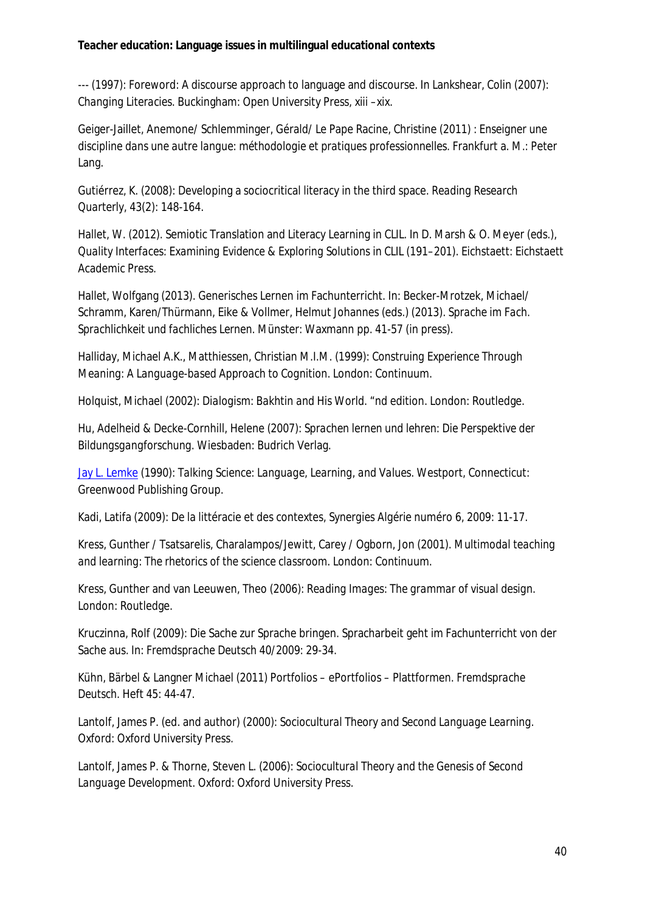--- (1997): Foreword: A discourse approach to language and discourse. In Lankshear, Colin (2007): *Changing Literacies*. Buckingham: Open University Press, xiii –xix.

Geiger-Jaillet, Anemone/ Schlemminger, Gérald/ Le Pape Racine, Christine (2011) : *Enseigner une discipline dans une autre langue: méthodologie et pratiques professionnelles*. Frankfurt a. M.: Peter Lang.

Gutiérrez, K. (2008): Developing a sociocritical literacy in the third space. *Reading Research Quarterly*, 43(2): 148-164.

Hallet, W. (2012). Semiotic Translation and Literacy Learning in CLIL. In D. Marsh & O. Meyer (eds.), *Quality Interfaces: Examining Evidence & Exploring Solutions in CLIL* (191–201). Eichstaett: Eichstaett Academic Press.

Hallet, Wolfgang (2013). Generisches Lernen im Fachunterricht. In: Becker-Mrotzek, Michael/ Schramm, Karen/Thürmann, Eike & Vollmer, Helmut Johannes (eds.) (2013). *Sprache im Fach. Sprachlichkeit und fachliches Lernen*. Münster: Waxmann pp. 41-57 (in press).

Halliday, Michael A.K., Matthiessen, Christian M.I.M. (1999): *Construing Experience Through Meaning: A Language-based Approach to Cognition*. London: Continuum.

Holquist, Michael (2002): *Dialogism: Bakhtin and His World*. "nd edition. London: Routledge.

Hu, Adelheid & Decke-Cornhill, Helene (2007): *Sprachen lernen und lehren: Die Perspektive der Bildungsgangforschung*. Wiesbaden: Budrich Verlag.

Jay L. Lemke (1990): *Talking Science: Language, Learning, and Values*. Westport, Connecticut: Greenwood Publishing Group.

Kadi, Latifa (2009): De la littéracie et des contextes, Synergies Algérie numéro 6, 2009: 11-17.

Kress, Gunther / Tsatsarelis, Charalampos/Jewitt, Carey / Ogborn, Jon (2001). *Multimodal teaching and learning: The rhetorics of the science classroom*. London: Continuum.

Kress, Gunther and van Leeuwen, Theo (2006): *Reading Images: The grammar of visual design*. London: Routledge.

Kruczinna, Rolf (2009): Die Sache zur Sprache bringen. Spracharbeit geht im Fachunterricht von der Sache aus. In: Fremdsprache Deutsch 40/2009: 29-34.

Kühn, Bärbel & Langner Michael (2011) Portfolios – ePortfolios – Plattformen. *Fremdsprache Deutsch*. Heft 45: 44-47.

Lantolf, James P. (ed. and author) (2000): *Sociocultural Theory and Second Language Learning*. Oxford: Oxford University Press.

Lantolf, James P. & Thorne, Steven L. (2006): *Sociocultural Theory and the Genesis of Second Language Development*. Oxford: Oxford University Press.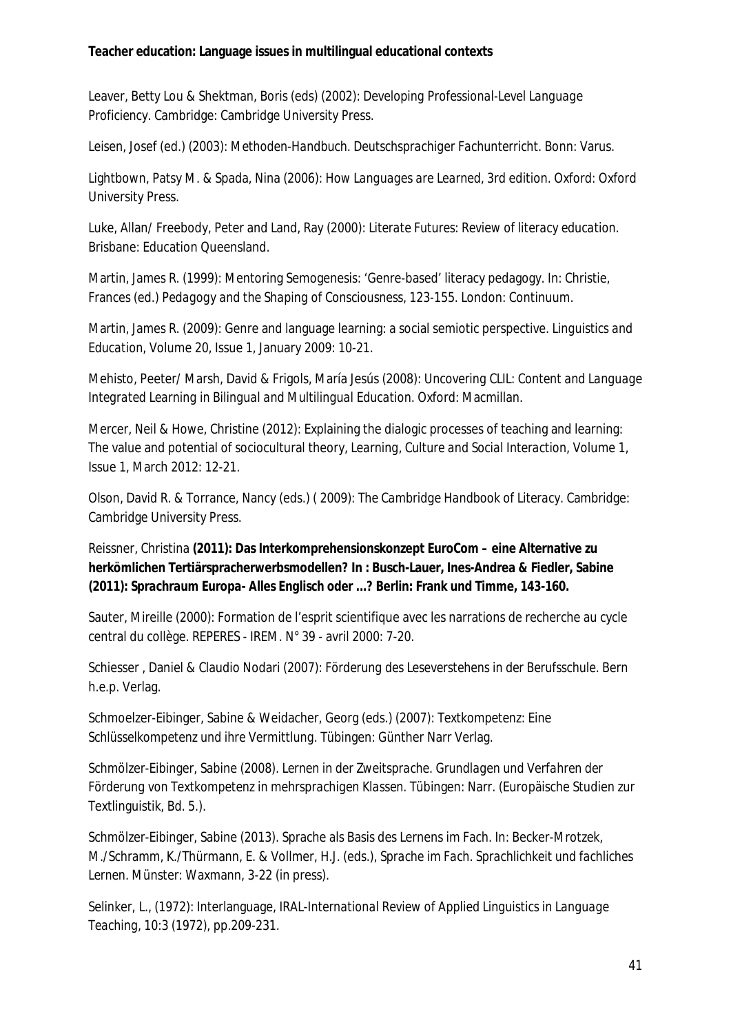**Teacher education: Language issues in multilingual educational contexts**

Leaver, Betty Lou & Shektman, Boris (eds) (2002): *Developing Professional-Level Language Proficiency*. Cambridge: Cambridge University Press.

Leisen, Josef (ed.) (2003): *Methoden-Handbuch. Deutschsprachiger Fachunterricht*. Bonn: Varus.

Lightbown, Patsy M. & Spada, Nina (2006): *How Languages are Learned*, 3rd edition. Oxford: Oxford University Press.

Luke, Allan/ Freebody, Peter and Land, Ray (2000): *Literate Futures: Review of literacy education*. Brisbane: Education Queensland.

Martin, James R. (1999): Mentoring Semogenesis: 'Genre-based' literacy pedagogy. In: Christie, Frances (ed.) *Pedagogy and the Shaping of Consciousness*, 123-155. London: Continuum.

Martin, James R. (2009): Genre and language learning: a social semiotic perspective. *Linguistics and Education*, Volume 20, Issue 1, January 2009: 10-21.

Mehisto, Peeter/ Marsh, David & Frigols, María Jesús (2008): *Uncovering CLIL: Content and Language Integrated Learning in Bilingual and Multilingual Education*. Oxford: Macmillan.

Mercer, Neil & Howe, Christine (2012): Explaining the dialogic processes of teaching and learning: The value and potential of sociocultural theory, *Learning, Culture and Social Interaction*, Volume 1, Issue 1, March 2012: 12-21.

Olson, David R. & Torrance, Nancy (eds.) ( 2009): *The Cambridge Handbook of Literacy*. Cambridge: Cambridge University Press.

Reissner, Christina **(2011): Das Interkomprehensionskonzept EuroCom – eine Alternative zu herkömlichen Tertiärspracherwerbsmodellen? In : Busch-Lauer, Ines-Andrea & Fiedler, Sabine (2011): *Sprachraum Europa- Alles Englisch oder ...?* Berlin: Frank und Timme, 143-160.**

Sauter, Mireille (2000): Formation de l'esprit scientifique avec les narrations de recherche au cycle central du collège. *REPERES - IREM*. N° 39 - avril 2000: 7-20.

Schiesser , Daniel & Claudio Nodari (2007): Förderung des Leseverstehens in der Berufsschule. Bern h.e.p. Verlag.

Schmoelzer-Eibinger, Sabine & Weidacher, Georg (eds.) (2007): Textkompetenz: Eine Schlüsselkompetenz und ihre Vermittlung. Tübingen: Günther Narr Verlag.

Schmölzer-Eibinger, Sabine (2008). *Lernen in der Zweitsprache. Grundlagen und Verfahren der Förderung von Textkompetenz in mehrsprachigen Klassen*. Tübingen: Narr. (Europäische Studien zur Textlinguistik, Bd. 5.).

Schmölzer-Eibinger, Sabine (2013). Sprache als Basis des Lernens im Fach. In: Becker-Mrotzek, M./Schramm, K./Thürmann, E. & Vollmer, H.J. (eds.), *Sprache im Fach. Sprachlichkeit und fachliches Lernen*. Münster: Waxmann, 3-22 (in press).

Selinker, L., (1972): Interlanguage, *IRAL-International Review of Applied Linguistics in Language Teaching*, 10:3 (1972), pp.209-231.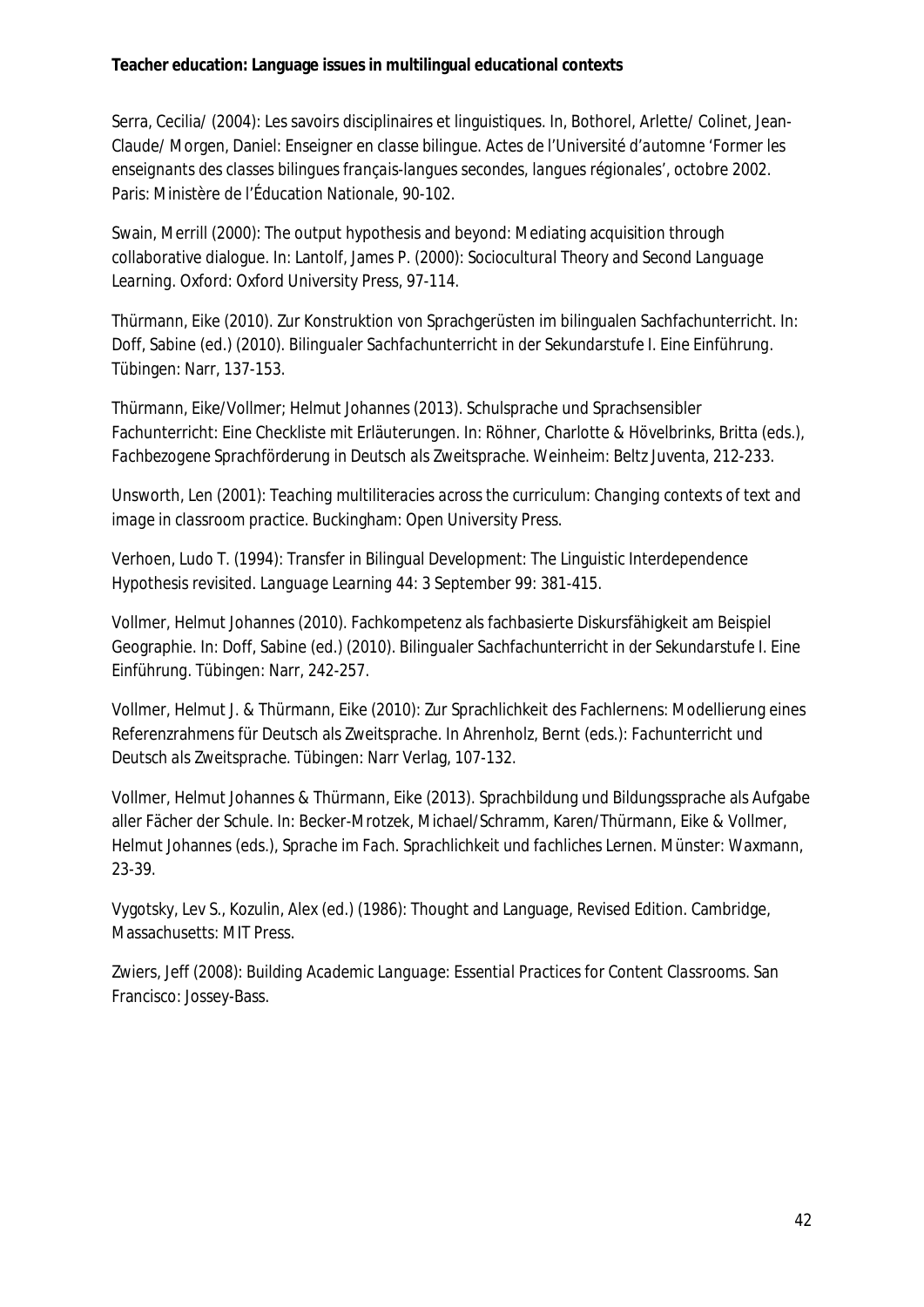Serra, Cecilia/ (2004): Les savoirs disciplinaires et linguistiques. In, Bothorel, Arlette/ Colinet, Jean-Claude/ Morgen, Daniel: *Enseigner en classe bilingue. Actes de l'Université d'automne 'Former les enseignants des classes bilingues français-langues secondes, langues régionales', octobre 2002.* Paris: Ministère de l'Éducation Nationale, 90-102.

Swain, Merrill (2000): The output hypothesis and beyond: Mediating acquisition through collaborative dialogue. In: Lantolf, James P. (2000): *Sociocultural Theory and Second Language Learning*. Oxford: Oxford University Press, 97-114.

Thürmann, Eike (2010). Zur Konstruktion von Sprachgerüsten im bilingualen Sachfachunterricht. In: Doff, Sabine (ed.) (2010). *Bilingualer Sachfachunterricht in der Sekundarstufe I. Eine Einführung.* Tübingen: Narr, 137-153.

Thürmann, Eike/Vollmer; Helmut Johannes (2013). Schulsprache und Sprachsensibler Fachunterricht: Eine Checkliste mit Erläuterungen. In: Röhner, Charlotte & Hövelbrinks, Britta (eds.), *Fachbezogene Sprachförderung in Deutsch als Zweitsprache*. Weinheim: Beltz Juventa, 212-233.

Unsworth, Len (2001): *Teaching multiliteracies across the curriculum: Changing contexts of text and image in classroom practice.* Buckingham: Open University Press.

Verhoen, Ludo T. (1994): Transfer in Bilingual Development: The Linguistic Interdependence Hypothesis revisited. *Language Learning* 44: 3 September 99: 381-415.

Vollmer, Helmut Johannes (2010). Fachkompetenz als fachbasierte Diskursfähigkeit am Beispiel Geographie. In: Doff, Sabine (ed.) (2010). *Bilingualer Sachfachunterricht in der Sekundarstufe I. Eine Einführung.* Tübingen: Narr, 242-257.

Vollmer, Helmut J. & Thürmann, Eike (2010): Zur Sprachlichkeit des Fachlernens: Modellierung eines Referenzrahmens für Deutsch als Zweitsprache. In Ahrenholz, Bernt (eds.): *Fachunterricht und Deutsch als Zweitsprache*. Tübingen: Narr Verlag, 107-132.

Vollmer, Helmut Johannes & Thürmann, Eike (2013). Sprachbildung und Bildungssprache als Aufgabe aller Fächer der Schule. In: Becker-Mrotzek, Michael/Schramm, Karen/Thürmann, Eike & Vollmer, Helmut Johannes (eds.), *Sprache im Fach. Sprachlichkeit und fachliches Lernen*. Münster: Waxmann, 23-39.

Vygotsky, Lev S., Kozulin, Alex (ed.) (1986): *Thought and Language, Revised Edition*. Cambridge, Massachusetts: MIT Press.

Zwiers, Jeff (2008): *Building Academic Language: Essential Practices for Content Classrooms*. San Francisco: Jossey-Bass.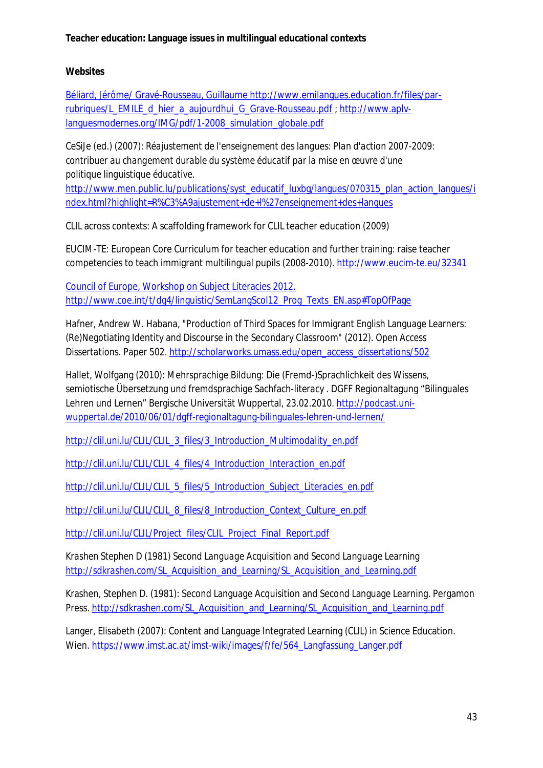**Teacher education: Language issues in multilingual educational contexts**

**Websites**

Béliard, Jérôme/ Gravé-Rousseau, Guillaume http://www.emilangues.education.fr/files/par-rubriques/L_EMILE_d_hier_a_aujourdhui_G_Grave-Rousseau.pdf ; http://www.aplv-languesmodernes.org/IMG/pdf/1-2008_simulation_globale.pdf

CeSiJe (ed.) (2007): Réajustement de l'enseignement des langues: Plan d'action 2007-2009: contribuer au changement durable du système éducatif par la mise en œuvre d'une politique linguistique éducative.
http://www.men.public.lu/publications/syst_educatif_luxbg/langues/070315_plan_action_langues/index.html?highlight=R%C3%A9ajustement+de+l%27enseignement+des+langues

CLIL across contexts: A scaffolding framework for CLIL teacher education (2009)

EUCIM-TE: European Core Curriculum for teacher education and further training: raise teacher competencies to teach immigrant multilingual pupils (2008-2010). http://www.eucim-te.eu/32341

Council of Europe, Workshop on Subject Literacies 2012.
http://www.coe.int/t/dg4/linguistic/SemLangScol12_Prog_Texts_EN.asp#TopOfPage

Hafner, Andrew W. Habana, "Production of Third Spaces for Immigrant English Language Learners: (Re)Negotiating Identity and Discourse in the Secondary Classroom" (2012). Open Access Dissertations. Paper 502. http://scholarworks.umass.edu/open_access_dissertations/502

Hallet, Wolfgang (2010): Mehrsprachige Bildung: Die (Fremd-)Sprachlichkeit des Wissens, semiotische Übersetzung und fremdsprachige Sachfach-literacy . DGFF Regionaltagung "Bilinguales Lehren und Lernen" Bergische Universität Wuppertal, 23.02.2010. http://podcast.uni-wuppertal.de/2010/06/01/dgff-regionaltagung-bilinguales-lehren-und-lernen/

http://clil.uni.lu/CLIL/CLIL_3_files/3_Introduction_Multimodality_en.pdf

http://clil.uni.lu/CLIL/CLIL_4_files/4_Introduction_Interaction_en.pdf

http://clil.uni.lu/CLIL/CLIL_5_files/5_Introduction_Subject_Literacies_en.pdf

http://clil.uni.lu/CLIL/CLIL_8_files/8_Introduction_Context_Culture_en.pdf

http://clil.uni.lu/CLIL/Project_files/CLIL_Project_Final_Report.pdf

Krashen Stephen D (1981) Second Language Acquisition and Second Language Learning http://sdkrashen.com/SL_Acquisition_and_Learning/SL_Acquisition_and_Learning.pdf

Krashen, Stephen D. (1981): Second Language Acquisition and Second Language Learning. Pergamon Press. http://sdkrashen.com/SL_Acquisition_and_Learning/SL_Acquisition_and_Learning.pdf

Langer, Elisabeth (2007): Content and Language Integrated Learning (CLIL) in Science Education. Wien. https://www.imst.ac.at/imst-wiki/images/f/fe/564_Langfassung_Langer.pdf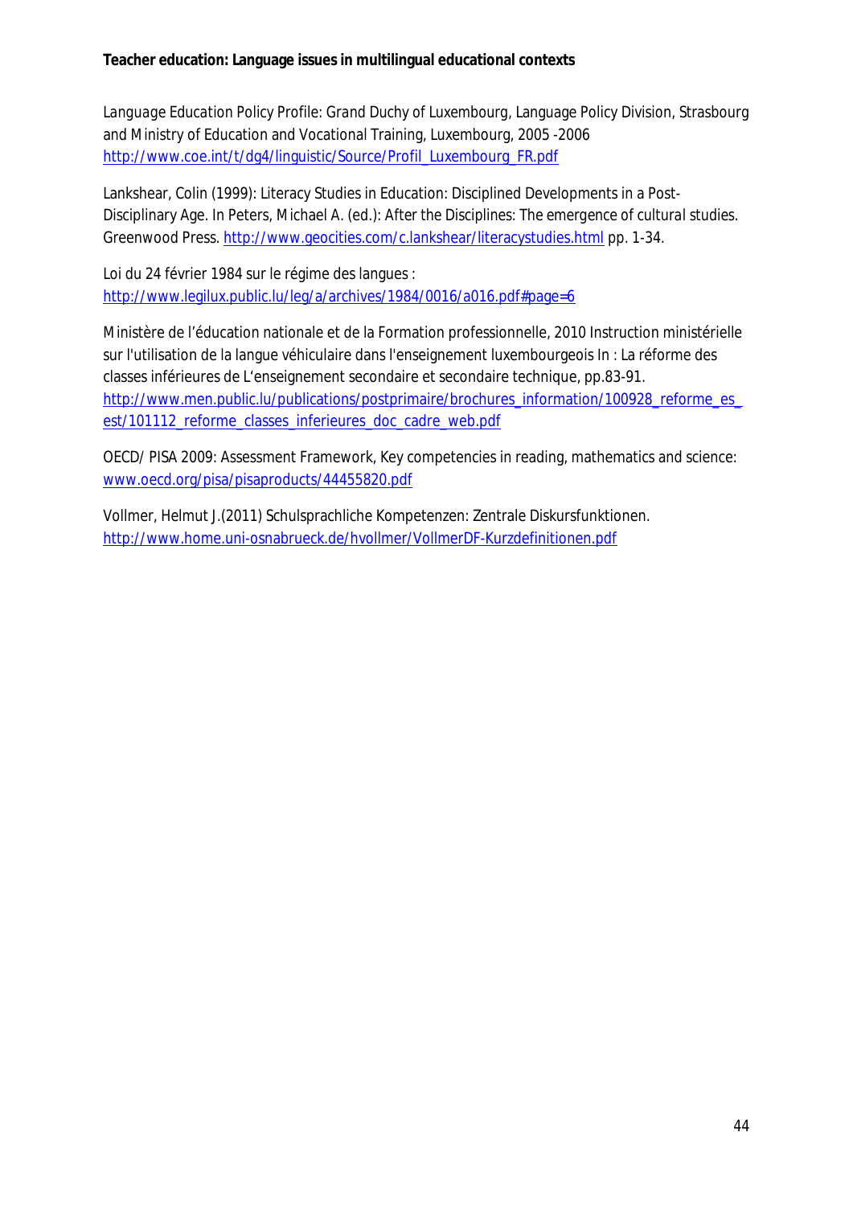Language Education Policy Profile: Grand Duchy of Luxembourg, Language Policy Division, Strasbourg and Ministry of Education and Vocational Training, Luxembourg, 2005 -2006 http://www.coe.int/t/dg4/linguistic/Source/Profil_Luxembourg_FR.pdf

Lankshear, Colin (1999): Literacy Studies in Education: Disciplined Developments in a Post-Disciplinary Age. In Peters, Michael A. (ed.): After the Disciplines: The emergence of cultural studies. Greenwood Press. http://www.geocities.com/c.lankshear/literacystudies.html pp. 1-34.

Loi du 24 février 1984 sur le régime des langues : http://www.legilux.public.lu/leg/a/archives/1984/0016/a016.pdf#page=6

Ministère de l'éducation nationale et de la Formation professionnelle, 2010 Instruction ministérielle sur l'utilisation de la langue véhiculaire dans l'enseignement luxembourgeois In : La réforme des classes inférieures de L'enseignement secondaire et secondaire technique, pp.83-91. http://www.men.public.lu/publications/postprimaire/brochures_information/100928_reforme_es_est/101112_reforme_classes_inferieures_doc_cadre_web.pdf

OECD/ PISA 2009: Assessment Framework, Key competencies in reading, mathematics and science: www.oecd.org/pisa/pisaproducts/44455820.pdf

Vollmer, Helmut J.(2011) Schulsprachliche Kompetenzen: Zentrale Diskursfunktionen. http://www.home.uni-osnabrueck.de/hvollmer/VollmerDF-Kurzdefinitionen.pdf